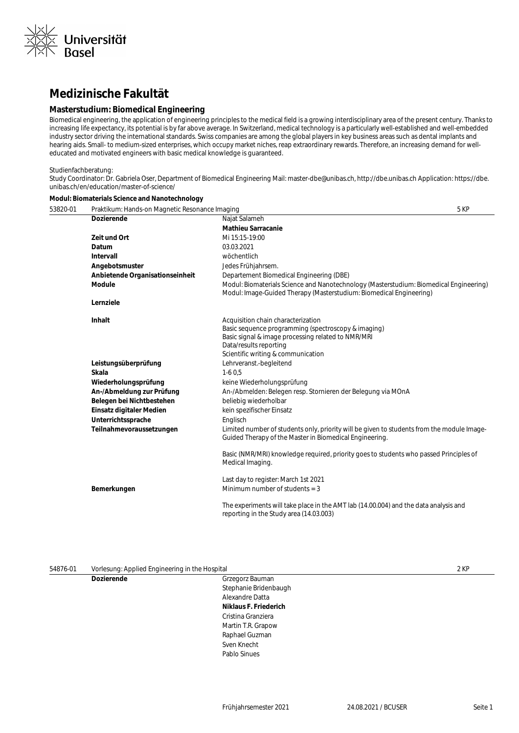# Medizinische Fakultät

## Masterstudium: Biomedical Engineering

Biomedical engineering, the application of engineering principles to the medical field is a growing interdisciplinary area of the present century. Thanks to increasing life expectancy, its potential is by far above average. In Switzerland, medical technology is a particularly well-established and well-embedded industry sector driving the international standards. Swiss companies are among the global players in key business areas such as dental implants and hearing aids. Small- to medium-sized enterprises, which occupy market niches, reap extraordinary rewards. Therefore, an increasing demand for well-educated and motivated engineers with basic medical knowledge is guaranteed.

Studienfachberatung:
Study Coordinator: Dr. Gabriela Oser, Department of Biomedical Engineering Mail: master-dbe@unibas.ch, http://dbe.unibas.ch Application: https://dbe.unibas.ch/en/education/master-of-science/

**Modul: Biomaterials Science and Nanotechnology**

| 53820-01 | Praktikum: Hands-on Magnetic Resonance Imaging | 5 KP |
|---|---|---|
| | **Dozierende** | Najat Salameh<br>**Mathieu Sarracanie** |
| | **Zeit und Ort** | Mi 15:15-19:00 |
| | **Datum** | 03.03.2021 |
| | **Intervall** | wöchentlich |
| | **Angebotsmuster** | Jedes Frühjahrsem. |
| | **Anbietende Organisationseinheit** | Departement Biomedical Engineering (DBE) |
| | **Module** | Modul: Biomaterials Science and Nanotechnology (Masterstudium: Biomedical Engineering)<br>Modul: Image-Guided Therapy (Masterstudium: Biomedical Engineering) |
| | **Lernziele** | |
| | **Inhalt** | Acquisition chain characterization<br>Basic sequence programming (spectroscopy & imaging)<br>Basic signal & image processing related to NMR/MRI<br>Data/results reporting<br>Scientific writing & communication |
| | **Leistungsüberprüfung** | Lehrveranst.-begleitend |
| | **Skala** | 1-6 0,5 |
| | **Wiederholungsprüfung** | keine Wiederholungsprüfung |
| | **An-/Abmeldung zur Prüfung** | An-/Abmelden: Belegen resp. Stornieren der Belegung via MOnA |
| | **Belegen bei Nichtbestehen** | beliebig wiederholbar |
| | **Einsatz digitaler Medien** | kein spezifischer Einsatz |
| | **Unterrichtssprache** | Englisch |
| | **Teilnahmevoraussetzungen** | Limited number of students only, priority will be given to students from the module Image-Guided Therapy of the Master in Biomedical Engineering.<br><br>Basic (NMR/MRI) knowledge required, priority goes to students who passed Principles of Medical Imaging.<br><br>Last day to register: March 1st 2021 |
| | **Bemerkungen** | Minimum number of students = 3<br><br>The experiments will take place in the AMT lab (14.00.004) and the data analysis and reporting in the Study area (14.03.003) |

| 54876-01 | Vorlesung: Applied Engineering in the Hospital | 2 KP |
|---|---|---|
| | **Dozierende** | Grzegorz Bauman<br>Stephanie Bridenbaugh<br>Alexandre Datta<br>**Niklaus F. Friederich**<br>Cristina Granziera<br>Martin T.R. Grapow<br>Raphael Guzman<br>Sven Knecht<br>Pablo Sinues |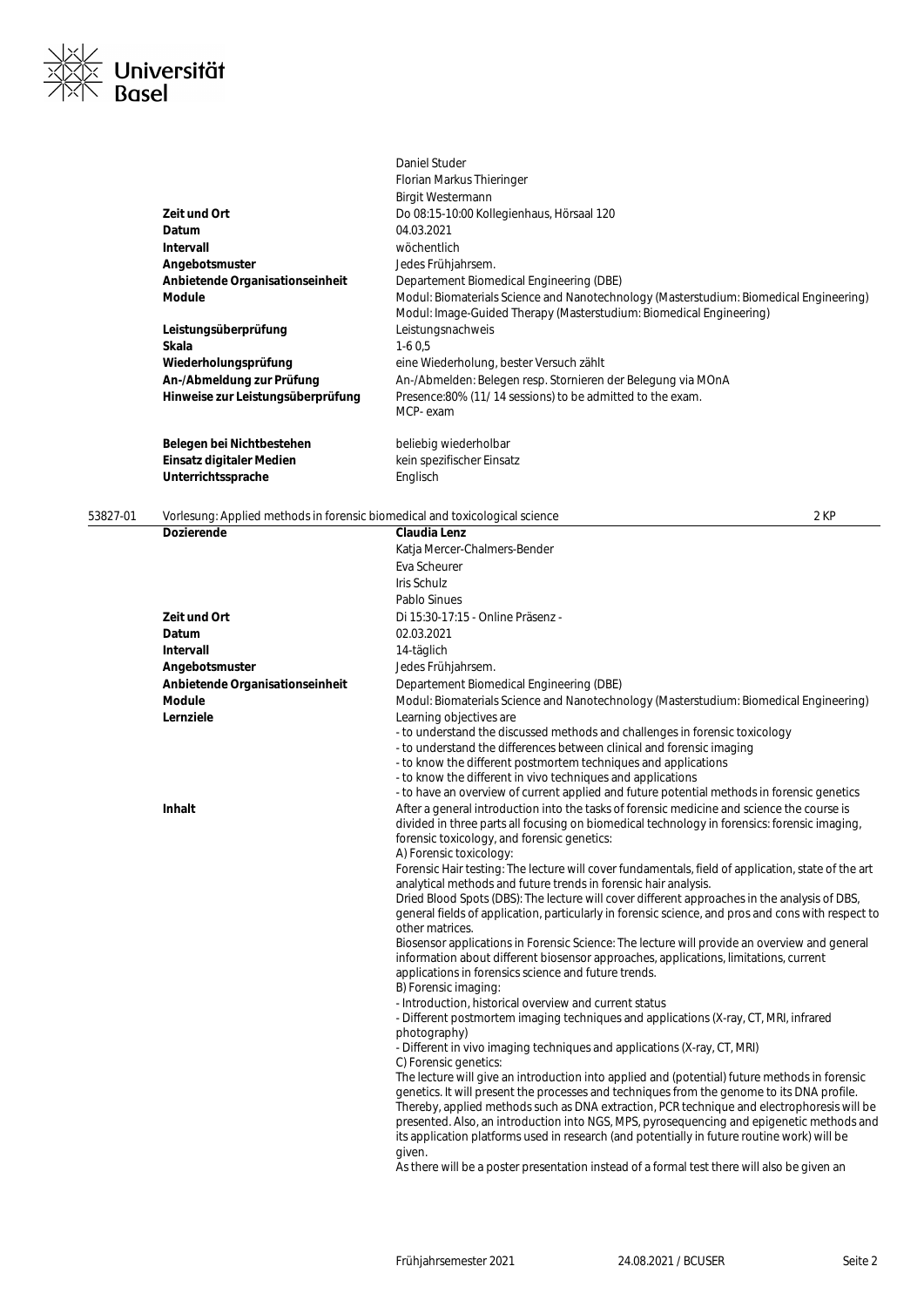| | |
|---|---|
| | Daniel Studer |
| | Florian Markus Thieringer |
| | Birgit Westermann |
| **Zeit und Ort** | Do 08:15-10:00 Kollegienhaus, Hörsaal 120 |
| **Datum** | 04.03.2021 |
| **Intervall** | wöchentlich |
| **Angebotsmuster** | Jedes Frühjahrsem. |
| **Anbietende Organisationseinheit** | Departement Biomedical Engineering (DBE) |
| **Module** | Modul: Biomaterials Science and Nanotechnology (Masterstudium: Biomedical Engineering)<br>Modul: Image-Guided Therapy (Masterstudium: Biomedical Engineering) |
| **Leistungsüberprüfung** | Leistungsnachweis |
| **Skala** | 1-6 0,5 |
| **Wiederholungsprüfung** | eine Wiederholung, bester Versuch zählt |
| **An-/Abmeldung zur Prüfung** | An-/Abmelden: Belegen resp. Stornieren der Belegung via MOnA |
| **Hinweise zur Leistungsüberprüfung** | Presence:80% (11/ 14 sessions) to be admitted to the exam.<br>MCP- exam |
| **Belegen bei Nichtbestehen** | beliebig wiederholbar |
| **Einsatz digitaler Medien** | kein spezifischer Einsatz |
| **Unterrichtssprache** | Englisch |

**53827-01** Vorlesung: Applied methods in forensic biomedical and toxicological science — 2 KP

| | |
|---|---|
| **Dozierende** | **Claudia Lenz** |
| | Katja Mercer-Chalmers-Bender |
| | Eva Scheurer |
| | Iris Schulz |
| | Pablo Sinues |
| **Zeit und Ort** | Di 15:30-17:15 - Online Präsenz - |
| **Datum** | 02.03.2021 |
| **Intervall** | 14-täglich |
| **Angebotsmuster** | Jedes Frühjahrsem. |
| **Anbietende Organisationseinheit** | Departement Biomedical Engineering (DBE) |
| **Module** | Modul: Biomaterials Science and Nanotechnology (Masterstudium: Biomedical Engineering) |

**Lernziele**

Learning objectives are
- to understand the discussed methods and challenges in forensic toxicology
- to understand the differences between clinical and forensic imaging
- to know the different postmortem techniques and applications
- to know the different in vivo techniques and applications
- to have an overview of current applied and future potential methods in forensic genetics

**Inhalt**

After a general introduction into the tasks of forensic medicine and science the course is divided in three parts all focusing on biomedical technology in forensics: forensic imaging, forensic toxicology, and forensic genetics:

A) Forensic toxicology:

Forensic Hair testing: The lecture will cover fundamentals, field of application, state of the art analytical methods and future trends in forensic hair analysis.

Dried Blood Spots (DBS): The lecture will cover different approaches in the analysis of DBS, general fields of application, particularly in forensic science, and pros and cons with respect to other matrices.

Biosensor applications in Forensic Science: The lecture will provide an overview and general information about different biosensor approaches, applications, limitations, current applications in forensics science and future trends.

B) Forensic imaging:
- Introduction, historical overview and current status
- Different postmortem imaging techniques and applications (X-ray, CT, MRI, infrared photography)
- Different in vivo imaging techniques and applications (X-ray, CT, MRI)

C) Forensic genetics:

The lecture will give an introduction into applied and (potential) future methods in forensic genetics. It will present the processes and techniques from the genome to its DNA profile. Thereby, applied methods such as DNA extraction, PCR technique and electrophoresis will be presented. Also, an introduction into NGS, MPS, pyrosequencing and epigenetic methods and its application platforms used in research (and potentially in future routine work) will be given.

As there will be a poster presentation instead of a formal test there will also be given an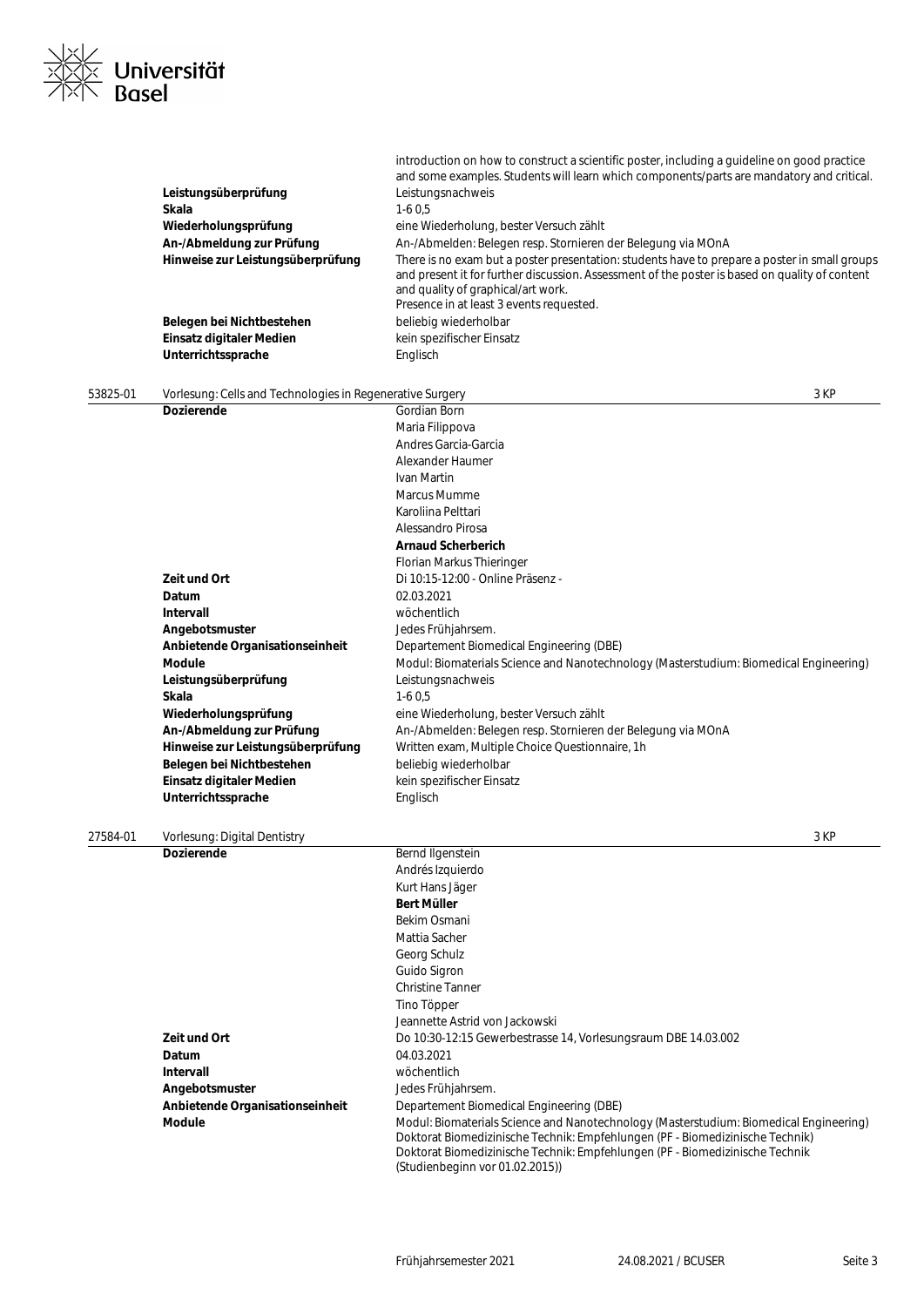| | |
|---|---|
| | introduction on how to construct a scientific poster, including a guideline on good practice and some examples. Students will learn which components/parts are mandatory and critical. |
| **Leistungsüberprüfung** | Leistungsnachweis |
| **Skala** | 1-6 0,5 |
| **Wiederholungsprüfung** | eine Wiederholung, bester Versuch zählt |
| **An-/Abmeldung zur Prüfung** | An-/Abmelden: Belegen resp. Stornieren der Belegung via MOnA |
| **Hinweise zur Leistungsüberprüfung** | There is no exam but a poster presentation: students have to prepare a poster in small groups and present it for further discussion. Assessment of the poster is based on quality of content and quality of graphical/art work.<br>Presence in at least 3 events requested. |
| **Belegen bei Nichtbestehen** | beliebig wiederholbar |
| **Einsatz digitaler Medien** | kein spezifischer Einsatz |
| **Unterrichtssprache** | Englisch |

**53825-01** Vorlesung: Cells and Technologies in Regenerative Surgery — 3 KP

| | |
|---|---|
| **Dozierende** | Gordian Born<br>Maria Filippova<br>Andres Garcia-Garcia<br>Alexander Haumer<br>Ivan Martin<br>Marcus Mumme<br>Karoliina Pelttari<br>Alessandro Pirosa<br>**Arnaud Scherberich**<br>Florian Markus Thieringer |
| **Zeit und Ort** | Di 10:15-12:00 - Online Präsenz - |
| **Datum** | 02.03.2021 |
| **Intervall** | wöchentlich |
| **Angebotsmuster** | Jedes Frühjahrsem. |
| **Anbietende Organisationseinheit** | Departement Biomedical Engineering (DBE) |
| **Module** | Modul: Biomaterials Science and Nanotechnology (Masterstudium: Biomedical Engineering) |
| **Leistungsüberprüfung** | Leistungsnachweis |
| **Skala** | 1-6 0,5 |
| **Wiederholungsprüfung** | eine Wiederholung, bester Versuch zählt |
| **An-/Abmeldung zur Prüfung** | An-/Abmelden: Belegen resp. Stornieren der Belegung via MOnA |
| **Hinweise zur Leistungsüberprüfung** | Written exam, Multiple Choice Questionnaire, 1h |
| **Belegen bei Nichtbestehen** | beliebig wiederholbar |
| **Einsatz digitaler Medien** | kein spezifischer Einsatz |
| **Unterrichtssprache** | Englisch |

**27584-01** Vorlesung: Digital Dentistry — 3 KP

| | |
|---|---|
| **Dozierende** | Bernd Ilgenstein<br>Andrés Izquierdo<br>Kurt Hans Jäger<br>**Bert Müller**<br>Bekim Osmani<br>Mattia Sacher<br>Georg Schulz<br>Guido Sigron<br>Christine Tanner<br>Tino Töpper<br>Jeannette Astrid von Jackowski |
| **Zeit und Ort** | Do 10:30-12:15 Gewerbestrasse 14, Vorlesungsraum DBE 14.03.002 |
| **Datum** | 04.03.2021 |
| **Intervall** | wöchentlich |
| **Angebotsmuster** | Jedes Frühjahrsem. |
| **Anbietende Organisationseinheit** | Departement Biomedical Engineering (DBE) |
| **Module** | Modul: Biomaterials Science and Nanotechnology (Masterstudium: Biomedical Engineering)<br>Doktorat Biomedizinische Technik: Empfehlungen (PF - Biomedizinische Technik)<br>Doktorat Biomedizinische Technik: Empfehlungen (PF - Biomedizinische Technik (Studienbeginn vor 01.02.2015)) |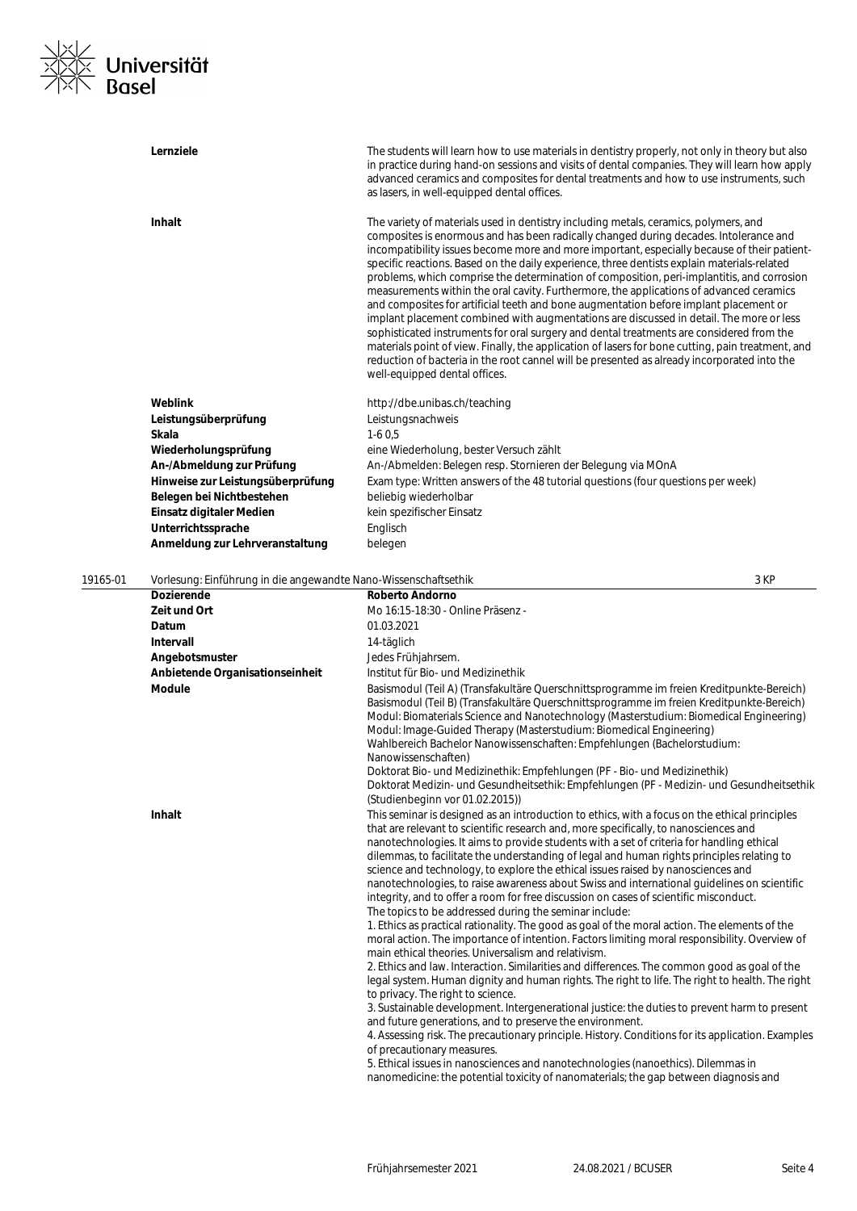| | |
|---|---|
| **Lernziele** | The students will learn how to use materials in dentistry properly, not only in theory but also in practice during hand-on sessions and visits of dental companies. They will learn how apply advanced ceramics and composites for dental treatments and how to use instruments, such as lasers, in well-equipped dental offices. |
| **Inhalt** | The variety of materials used in dentistry including metals, ceramics, polymers, and composites is enormous and has been radically changed during decades. Intolerance and incompatibility issues become more and more important, especially because of their patient-specific reactions. Based on the daily experience, three dentists explain materials-related problems, which comprise the determination of composition, peri-implantitis, and corrosion measurements within the oral cavity. Furthermore, the applications of advanced ceramics and composites for artificial teeth and bone augmentation before implant placement or implant placement combined with augmentations are discussed in detail. The more or less sophisticated instruments for oral surgery and dental treatments are considered from the materials point of view. Finally, the application of lasers for bone cutting, pain treatment, and reduction of bacteria in the root cannel will be presented as already incorporated into the well-equipped dental offices. |
| **Weblink** | http://dbe.unibas.ch/teaching |
| **Leistungsüberprüfung** | Leistungsnachweis |
| **Skala** | 1-6 0,5 |
| **Wiederholungsprüfung** | eine Wiederholung, bester Versuch zählt |
| **An-/Abmeldung zur Prüfung** | An-/Abmelden: Belegen resp. Stornieren der Belegung via MOnA |
| **Hinweise zur Leistungsüberprüfung** | Exam type: Written answers of the 48 tutorial questions (four questions per week) |
| **Belegen bei Nichtbestehen** | beliebig wiederholbar |
| **Einsatz digitaler Medien** | kein spezifischer Einsatz |
| **Unterrichtssprache** | Englisch |
| **Anmeldung zur Lehrveranstaltung** | belegen |

**19165-01 Vorlesung: Einführung in die angewandte Nano-Wissenschaftsethik — 3 KP**

| | |
|---|---|
| **Dozierende** | **Roberto Andorno** |
| **Zeit und Ort** | Mo 16:15-18:30 - Online Präsenz - |
| **Datum** | 01.03.2021 |
| **Intervall** | 14-täglich |
| **Angebotsmuster** | Jedes Frühjahrsem. |
| **Anbietende Organisationseinheit** | Institut für Bio- und Medizinethik |
| **Module** | Basismodul (Teil A) (Transfakultäre Querschnittsprogramme im freien Kreditpunkte-Bereich)<br>Basismodul (Teil B) (Transfakultäre Querschnittsprogramme im freien Kreditpunkte-Bereich)<br>Modul: Biomaterials Science and Nanotechnology (Masterstudium: Biomedical Engineering)<br>Modul: Image-Guided Therapy (Masterstudium: Biomedical Engineering)<br>Wahlbereich Bachelor Nanowissenschaften: Empfehlungen (Bachelorstudium: Nanowissenschaften)<br>Doktorat Bio- und Medizinethik: Empfehlungen (PF - Bio- und Medizinethik)<br>Doktorat Medizin- und Gesundheitsethik: Empfehlungen (PF - Medizin- und Gesundheitsethik (Studienbeginn vor 01.02.2015)) |
| **Inhalt** | This seminar is designed as an introduction to ethics, with a focus on the ethical principles that are relevant to scientific research and, more specifically, to nanosciences and nanotechnologies. It aims to provide students with a set of criteria for handling ethical dilemmas, to facilitate the understanding of legal and human rights principles relating to science and technology, to explore the ethical issues raised by nanosciences and nanotechnologies, to raise awareness about Swiss and international guidelines on scientific integrity, and to offer a room for free discussion on cases of scientific misconduct.<br>The topics to be addressed during the seminar include:<br>1. Ethics as practical rationality. The good as goal of the moral action. The elements of the moral action. The importance of intention. Factors limiting moral responsibility. Overview of main ethical theories. Universalism and relativism.<br>2. Ethics and law. Interaction. Similarities and differences. The common good as goal of the legal system. Human dignity and human rights. The right to life. The right to health. The right to privacy. The right to science.<br>3. Sustainable development. Intergenerational justice: the duties to prevent harm to present and future generations, and to preserve the environment.<br>4. Assessing risk. The precautionary principle. History. Conditions for its application. Examples of precautionary measures.<br>5. Ethical issues in nanosciences and nanotechnologies (nanoethics). Dilemmas in nanomedicine: the potential toxicity of nanomaterials; the gap between diagnosis and |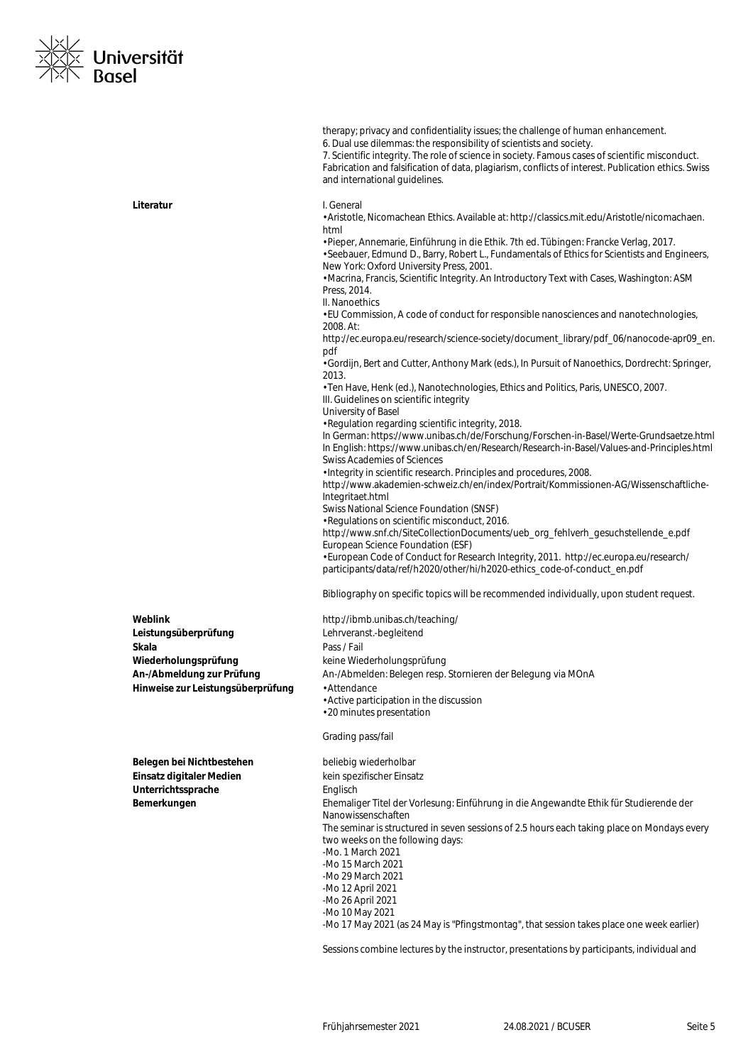therapy; privacy and confidentiality issues; the challenge of human enhancement.
6. Dual use dilemmas: the responsibility of scientists and society.
7. Scientific integrity. The role of science in society. Famous cases of scientific misconduct. Fabrication and falsification of data, plagiarism, conflicts of interest. Publication ethics. Swiss and international guidelines.

**Literatur**

I. General
• Aristotle, Nicomachean Ethics. Available at: http://classics.mit.edu/Aristotle/nicomachaen.html
• Pieper, Annemarie, Einführung in die Ethik. 7th ed. Tübingen: Francke Verlag, 2017.
• Seebauer, Edmund D., Barry, Robert L., Fundamentals of Ethics for Scientists and Engineers, New York: Oxford University Press, 2001.
• Macrina, Francis, Scientific Integrity. An Introductory Text with Cases, Washington: ASM Press, 2014.
II. Nanoethics
• EU Commission, A code of conduct for responsible nanosciences and nanotechnologies, 2008. At: http://ec.europa.eu/research/science-society/document_library/pdf_06/nanocode-apr09_en.pdf
• Gordijn, Bert and Cutter, Anthony Mark (eds.), In Pursuit of Nanoethics, Dordrecht: Springer, 2013.
• Ten Have, Henk (ed.), Nanotechnologies, Ethics and Politics, Paris, UNESCO, 2007.
III. Guidelines on scientific integrity
University of Basel
• Regulation regarding scientific integrity, 2018.
In German: https://www.unibas.ch/de/Forschung/Forschen-in-Basel/Werte-Grundsaetze.html
In English: https://www.unibas.ch/en/Research/Research-in-Basel/Values-and-Principles.html
Swiss Academies of Sciences
• Integrity in scientific research. Principles and procedures, 2008.
http://www.akademien-schweiz.ch/en/index/Portrait/Kommissionen-AG/Wissenschaftliche-Integritaet.html
Swiss National Science Foundation (SNSF)
• Regulations on scientific misconduct, 2016.
http://www.snf.ch/SiteCollectionDocuments/ueb_org_fehlverh_gesuchstellende_e.pdf
European Science Foundation (ESF)
• European Code of Conduct for Research Integrity, 2011. http://ec.europa.eu/research/participants/data/ref/h2020/other/hi/h2020-ethics_code-of-conduct_en.pdf

Bibliography on specific topics will be recommended individually, upon student request.

**Weblink** http://ibmb.unibas.ch/teaching/

**Leistungsüberprüfung** Lehrveranst.-begleitend

**Skala** Pass / Fail

**Wiederholungsprüfung** keine Wiederholungsprüfung

**An-/Abmeldung zur Prüfung** An-/Abmelden: Belegen resp. Stornieren der Belegung via MOnA

**Hinweise zur Leistungsüberprüfung**
• Attendance
• Active participation in the discussion
• 20 minutes presentation

Grading pass/fail

**Belegen bei Nichtbestehen** beliebig wiederholbar

**Einsatz digitaler Medien** kein spezifischer Einsatz

**Unterrichtssprache** Englisch

**Bemerkungen**

Ehemaliger Titel der Vorlesung: Einführung in die Angewandte Ethik für Studierende der Nanowissenschaften
The seminar is structured in seven sessions of 2.5 hours each taking place on Mondays every two weeks on the following days:
-Mo. 1 March 2021
-Mo 15 March 2021
-Mo 29 March 2021
-Mo 12 April 2021
-Mo 26 April 2021
-Mo 10 May 2021
-Mo 17 May 2021 (as 24 May is "Pfingstmontag", that session takes place one week earlier)

Sessions combine lectures by the instructor, presentations by participants, individual and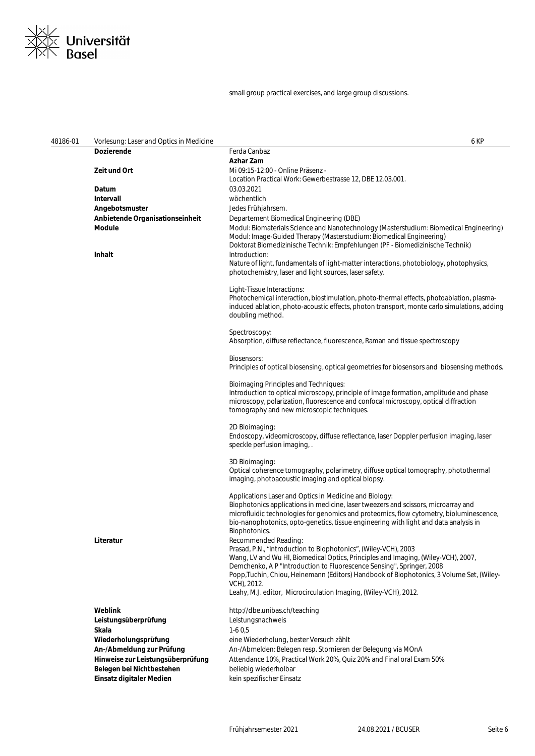small group practical exercises, and large group discussions.

| 48186-01 | Vorlesung: Laser and Optics in Medicine | 6 KP |
|---|---|---|

| | |
|---|---|
| **Dozierende** | Ferda Canbaz<br>**Azhar Zam** |
| **Zeit und Ort** | Mi 09:15-12:00 - Online Präsenz -<br>Location Practical Work: Gewerbestrasse 12, DBE 12.03.001. |
| **Datum** | 03.03.2021 |
| **Intervall** | wöchentlich |
| **Angebotsmuster** | Jedes Frühjahrsem. |
| **Anbietende Organisationseinheit** | Departement Biomedical Engineering (DBE) |
| **Module** | Modul: Biomaterials Science and Nanotechnology (Masterstudium: Biomedical Engineering)<br>Modul: Image-Guided Therapy (Masterstudium: Biomedical Engineering)<br>Doktorat Biomedizinische Technik: Empfehlungen (PF - Biomedizinische Technik) |
| **Inhalt** | Introduction:<br>Nature of light, fundamentals of light-matter interactions, photobiology, photophysics, photochemistry, laser and light sources, laser safety.<br><br>Light-Tissue Interactions:<br>Photochemical interaction, biostimulation, photo-thermal effects, photoablation, plasma-induced ablation, photo-acoustic effects, photon transport, monte carlo simulations, adding doubling method.<br><br>Spectroscopy:<br>Absorption, diffuse reflectance, fluorescence, Raman and tissue spectroscopy<br><br>Biosensors:<br>Principles of optical biosensing, optical geometries for biosensors and biosensing methods.<br><br>Bioimaging Principles and Techniques:<br>Introduction to optical microscopy, principle of image formation, amplitude and phase microscopy, polarization, fluorescence and confocal microscopy, optical diffraction tomography and new microscopic techniques.<br><br>2D Bioimaging:<br>Endoscopy, videomicroscopy, diffuse reflectance, laser Doppler perfusion imaging, laser speckle perfusion imaging, .<br><br>3D Bioimaging:<br>Optical coherence tomography, polarimetry, diffuse optical tomography, photothermal imaging, photoacoustic imaging and optical biopsy.<br><br>Applications Laser and Optics in Medicine and Biology:<br>Biophotonics applications in medicine, laser tweezers and scissors, microarray and microfluidic technologies for genomics and proteomics, flow cytometry, bioluminescence, bio-nanophotonics, opto-genetics, tissue engineering with light and data analysis in Biophotonics. |
| **Literatur** | Recommended Reading:<br>Prasad, P.N., "Introduction to Biophotonics", (Wiley-VCH), 2003<br>Wang, LV and Wu HI, Biomedical Optics, Principles and Imaging, (Wiley-VCH), 2007,<br>Demchenko, A P "Introduction to Fluorescence Sensing", Springer, 2008<br>Popp,Tuchin, Chiou, Heinemann (Editors) Handbook of Biophotonics, 3 Volume Set, (Wiley-VCH), 2012.<br>Leahy, M.J. editor, Microcirculation Imaging, (Wiley-VCH), 2012. |
| **Weblink** | http://dbe.unibas.ch/teaching |
| **Leistungsüberprüfung** | Leistungsnachweis |
| **Skala** | 1-6 0,5 |
| **Wiederholungsprüfung** | eine Wiederholung, bester Versuch zählt |
| **An-/Abmeldung zur Prüfung** | An-/Abmelden: Belegen resp. Stornieren der Belegung via MOnA |
| **Hinweise zur Leistungsüberprüfung** | Attendance 10%, Practical Work 20%, Quiz 20% and Final oral Exam 50% |
| **Belegen bei Nichtbestehen** | beliebig wiederholbar |
| **Einsatz digitaler Medien** | kein spezifischer Einsatz |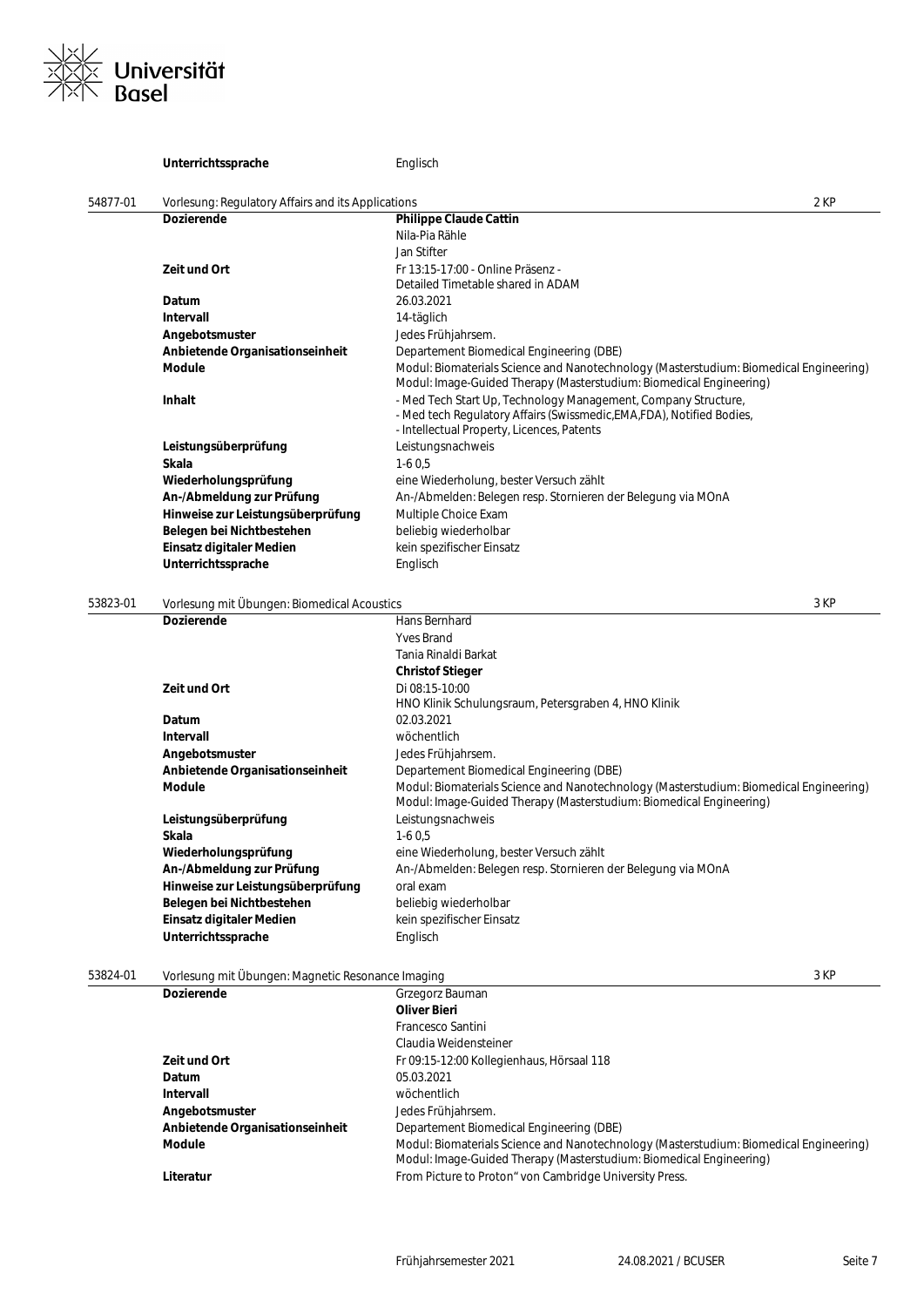| | |
|---|---|
| **Unterrichtssprache** | Englisch |

## 54877-01 Vorlesung: Regulatory Affairs and its Applications — 2 KP

| | |
|---|---|
| **Dozierende** | **Philippe Claude Cattin**<br>Nila-Pia Rähle<br>Jan Stifter |
| **Zeit und Ort** | Fr 13:15-17:00 - Online Präsenz -<br>Detailed Timetable shared in ADAM |
| **Datum** | 26.03.2021 |
| **Intervall** | 14-täglich |
| **Angebotsmuster** | Jedes Frühjahrsem. |
| **Anbietende Organisationseinheit** | Departement Biomedical Engineering (DBE) |
| **Module** | Modul: Biomaterials Science and Nanotechnology (Masterstudium: Biomedical Engineering)<br>Modul: Image-Guided Therapy (Masterstudium: Biomedical Engineering) |
| **Inhalt** | - Med Tech Start Up, Technology Management, Company Structure,<br>- Med tech Regulatory Affairs (Swissmedic,EMA,FDA), Notified Bodies,<br>- Intellectual Property, Licences, Patents |
| **Leistungsüberprüfung** | Leistungsnachweis |
| **Skala** | 1-6 0,5 |
| **Wiederholungsprüfung** | eine Wiederholung, bester Versuch zählt |
| **An-/Abmeldung zur Prüfung** | An-/Abmelden: Belegen resp. Stornieren der Belegung via MOnA |
| **Hinweise zur Leistungsüberprüfung** | Multiple Choice Exam |
| **Belegen bei Nichtbestehen** | beliebig wiederholbar |
| **Einsatz digitaler Medien** | kein spezifischer Einsatz |
| **Unterrichtssprache** | Englisch |

## 53823-01 Vorlesung mit Übungen: Biomedical Acoustics — 3 KP

| | |
|---|---|
| **Dozierende** | Hans Bernhard<br>Yves Brand<br>Tania Rinaldi Barkat<br>**Christof Stieger** |
| **Zeit und Ort** | Di 08:15-10:00<br>HNO Klinik Schulungsraum, Petersgraben 4, HNO Klinik |
| **Datum** | 02.03.2021 |
| **Intervall** | wöchentlich |
| **Angebotsmuster** | Jedes Frühjahrsem. |
| **Anbietende Organisationseinheit** | Departement Biomedical Engineering (DBE) |
| **Module** | Modul: Biomaterials Science and Nanotechnology (Masterstudium: Biomedical Engineering)<br>Modul: Image-Guided Therapy (Masterstudium: Biomedical Engineering) |
| **Leistungsüberprüfung** | Leistungsnachweis |
| **Skala** | 1-6 0,5 |
| **Wiederholungsprüfung** | eine Wiederholung, bester Versuch zählt |
| **An-/Abmeldung zur Prüfung** | An-/Abmelden: Belegen resp. Stornieren der Belegung via MOnA |
| **Hinweise zur Leistungsüberprüfung** | oral exam |
| **Belegen bei Nichtbestehen** | beliebig wiederholbar |
| **Einsatz digitaler Medien** | kein spezifischer Einsatz |
| **Unterrichtssprache** | Englisch |

## 53824-01 Vorlesung mit Übungen: Magnetic Resonance Imaging — 3 KP

| | |
|---|---|
| **Dozierende** | Grzegorz Bauman<br>**Oliver Bieri**<br>Francesco Santini<br>Claudia Weidensteiner |
| **Zeit und Ort** | Fr 09:15-12:00 Kollegienhaus, Hörsaal 118 |
| **Datum** | 05.03.2021 |
| **Intervall** | wöchentlich |
| **Angebotsmuster** | Jedes Frühjahrsem. |
| **Anbietende Organisationseinheit** | Departement Biomedical Engineering (DBE) |
| **Module** | Modul: Biomaterials Science and Nanotechnology (Masterstudium: Biomedical Engineering)<br>Modul: Image-Guided Therapy (Masterstudium: Biomedical Engineering) |
| **Literatur** | From Picture to Proton" von Cambridge University Press. |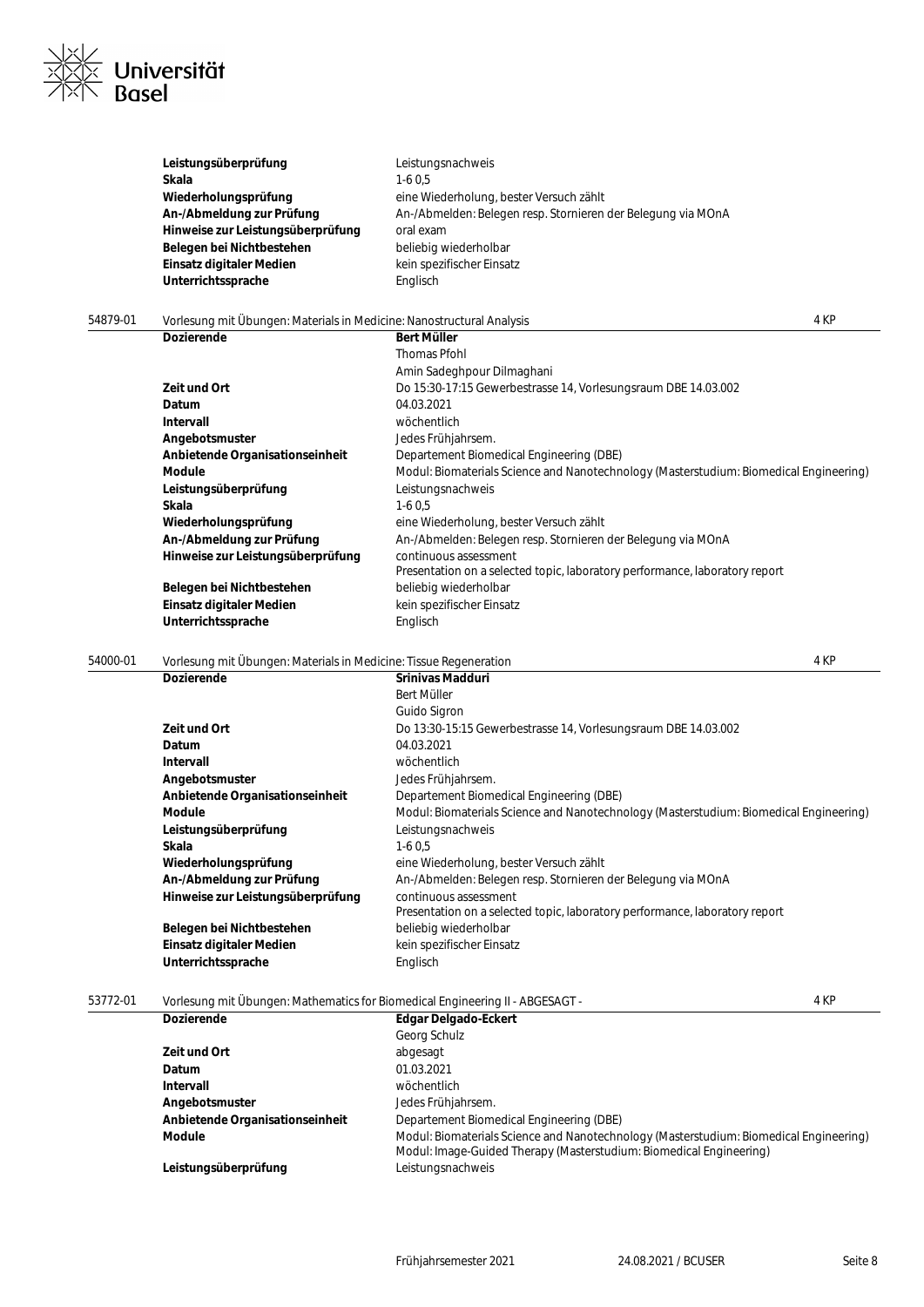| | |
|---|---|
| **Leistungsüberprüfung** | Leistungsnachweis |
| **Skala** | 1-6 0,5 |
| **Wiederholungsprüfung** | eine Wiederholung, bester Versuch zählt |
| **An-/Abmeldung zur Prüfung** | An-/Abmelden: Belegen resp. Stornieren der Belegung via MOnA |
| **Hinweise zur Leistungsüberprüfung** | oral exam |
| **Belegen bei Nichtbestehen** | beliebig wiederholbar |
| **Einsatz digitaler Medien** | kein spezifischer Einsatz |
| **Unterrichtssprache** | Englisch |

### 54879-01 Vorlesung mit Übungen: Materials in Medicine: Nanostructural Analysis — 4 KP

| | |
|---|---|
| **Dozierende** | **Bert Müller** |
| | Thomas Pfohl |
| | Amin Sadeghpour Dilmaghani |
| **Zeit und Ort** | Do 15:30-17:15 Gewerbestrasse 14, Vorlesungsraum DBE 14.03.002 |
| **Datum** | 04.03.2021 |
| **Intervall** | wöchentlich |
| **Angebotsmuster** | Jedes Frühjahrsem. |
| **Anbietende Organisationseinheit** | Departement Biomedical Engineering (DBE) |
| **Module** | Modul: Biomaterials Science and Nanotechnology (Masterstudium: Biomedical Engineering) |
| **Leistungsüberprüfung** | Leistungsnachweis |
| **Skala** | 1-6 0,5 |
| **Wiederholungsprüfung** | eine Wiederholung, bester Versuch zählt |
| **An-/Abmeldung zur Prüfung** | An-/Abmelden: Belegen resp. Stornieren der Belegung via MOnA |
| **Hinweise zur Leistungsüberprüfung** | continuous assessment<br>Presentation on a selected topic, laboratory performance, laboratory report |
| **Belegen bei Nichtbestehen** | beliebig wiederholbar |
| **Einsatz digitaler Medien** | kein spezifischer Einsatz |
| **Unterrichtssprache** | Englisch |

### 54000-01 Vorlesung mit Übungen: Materials in Medicine: Tissue Regeneration — 4 KP

| | |
|---|---|
| **Dozierende** | **Srinivas Madduri** |
| | Bert Müller |
| | Guido Sigron |
| **Zeit und Ort** | Do 13:30-15:15 Gewerbestrasse 14, Vorlesungsraum DBE 14.03.002 |
| **Datum** | 04.03.2021 |
| **Intervall** | wöchentlich |
| **Angebotsmuster** | Jedes Frühjahrsem. |
| **Anbietende Organisationseinheit** | Departement Biomedical Engineering (DBE) |
| **Module** | Modul: Biomaterials Science and Nanotechnology (Masterstudium: Biomedical Engineering) |
| **Leistungsüberprüfung** | Leistungsnachweis |
| **Skala** | 1-6 0,5 |
| **Wiederholungsprüfung** | eine Wiederholung, bester Versuch zählt |
| **An-/Abmeldung zur Prüfung** | An-/Abmelden: Belegen resp. Stornieren der Belegung via MOnA |
| **Hinweise zur Leistungsüberprüfung** | continuous assessment<br>Presentation on a selected topic, laboratory performance, laboratory report |
| **Belegen bei Nichtbestehen** | beliebig wiederholbar |
| **Einsatz digitaler Medien** | kein spezifischer Einsatz |
| **Unterrichtssprache** | Englisch |

### 53772-01 Vorlesung mit Übungen: Mathematics for Biomedical Engineering II - ABGESAGT - — 4 KP

| | |
|---|---|
| **Dozierende** | **Edgar Delgado-Eckert** |
| | Georg Schulz |
| **Zeit und Ort** | abgesagt |
| **Datum** | 01.03.2021 |
| **Intervall** | wöchentlich |
| **Angebotsmuster** | Jedes Frühjahrsem. |
| **Anbietende Organisationseinheit** | Departement Biomedical Engineering (DBE) |
| **Module** | Modul: Biomaterials Science and Nanotechnology (Masterstudium: Biomedical Engineering)<br>Modul: Image-Guided Therapy (Masterstudium: Biomedical Engineering) |
| **Leistungsüberprüfung** | Leistungsnachweis |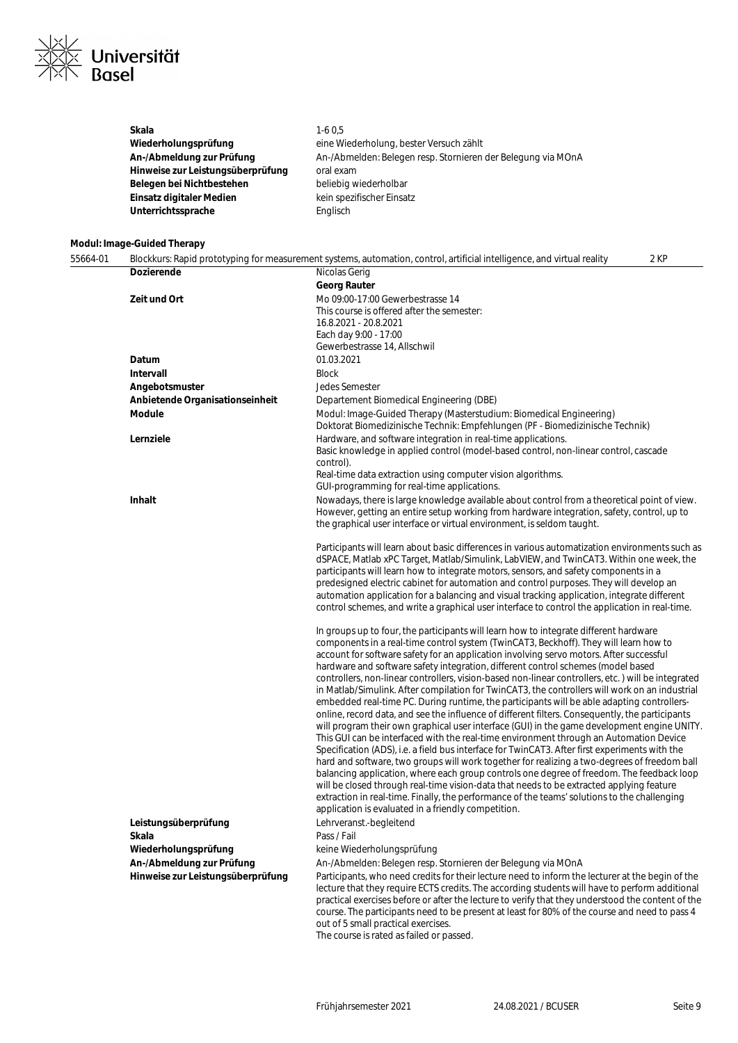| | |
|---|---|
| **Skala** | 1-6 0,5 |
| **Wiederholungsprüfung** | eine Wiederholung, bester Versuch zählt |
| **An-/Abmeldung zur Prüfung** | An-/Abmelden: Belegen resp. Stornieren der Belegung via MOnA |
| **Hinweise zur Leistungsüberprüfung** | oral exam |
| **Belegen bei Nichtbestehen** | beliebig wiederholbar |
| **Einsatz digitaler Medien** | kein spezifischer Einsatz |
| **Unterrichtssprache** | Englisch |

**Modul: Image-Guided Therapy**

55664-01 Blockkurs: Rapid prototyping for measurement systems, automation, control, artificial intelligence, and virtual reality 2 KP

| | |
|---|---|
| **Dozierende** | Nicolas Gerig<br>**Georg Rauter** |
| **Zeit und Ort** | Mo 09:00-17:00 Gewerbestrasse 14<br>This course is offered after the semester:<br>16.8.2021 - 20.8.2021<br>Each day 9:00 - 17:00<br>Gewerbestrasse 14, Allschwil |
| **Datum** | 01.03.2021 |
| **Intervall** | Block |
| **Angebotsmuster** | Jedes Semester |
| **Anbietende Organisationseinheit** | Departement Biomedical Engineering (DBE) |
| **Module** | Modul: Image-Guided Therapy (Masterstudium: Biomedical Engineering)<br>Doktorat Biomedizinische Technik: Empfehlungen (PF - Biomedizinische Technik) |
| **Lernziele** | Hardware, and software integration in real-time applications.<br>Basic knowledge in applied control (model-based control, non-linear control, cascade control).<br>Real-time data extraction using computer vision algorithms.<br>GUI-programming for real-time applications. |
| **Inhalt** | Nowadays, there is large knowledge available about control from a theoretical point of view. However, getting an entire setup working from hardware integration, safety, control, up to the graphical user interface or virtual environment, is seldom taught.<br><br>Participants will learn about basic differences in various automatization environments such as dSPACE, Matlab xPC Target, Matlab/Simulink, LabVIEW, and TwinCAT3. Within one week, the participants will learn how to integrate motors, sensors, and safety components in a predesigned electric cabinet for automation and control purposes. They will develop an automation application for a balancing and visual tracking application, integrate different control schemes, and write a graphical user interface to control the application in real-time.<br><br>In groups up to four, the participants will learn how to integrate different hardware components in a real-time control system (TwinCAT3, Beckhoff). They will learn how to account for software safety for an application involving servo motors. After successful hardware and software safety integration, different control schemes (model based controllers, non-linear controllers, vision-based non-linear controllers, etc. ) will be integrated in Matlab/Simulink. After compilation for TwinCAT3, the controllers will work on an industrial embedded real-time PC. During runtime, the participants will be able adapting controllers-online, record data, and see the influence of different filters. Consequently, the participants will program their own graphical user interface (GUI) in the game development engine UNITY. This GUI can be interfaced with the real-time environment through an Automation Device Specification (ADS), i.e. a field bus interface for TwinCAT3. After first experiments with the hard and software, two groups will work together for realizing a two-degrees of freedom ball balancing application, where each group controls one degree of freedom. The feedback loop will be closed through real-time vision-data that needs to be extracted applying feature extraction in real-time. Finally, the performance of the teams' solutions to the challenging application is evaluated in a friendly competition. |
| **Leistungsüberprüfung** | Lehrveranst.-begleitend |
| **Skala** | Pass / Fail |
| **Wiederholungsprüfung** | keine Wiederholungsprüfung |
| **An-/Abmeldung zur Prüfung** | An-/Abmelden: Belegen resp. Stornieren der Belegung via MOnA |
| **Hinweise zur Leistungsüberprüfung** | Participants, who need credits for their lecture need to inform the lecturer at the begin of the lecture that they require ECTS credits. The according students will have to perform additional practical exercises before or after the lecture to verify that they understood the content of the course. The participants need to be present at least for 80% of the course and need to pass 4 out of 5 small practical exercises.<br>The course is rated as failed or passed. |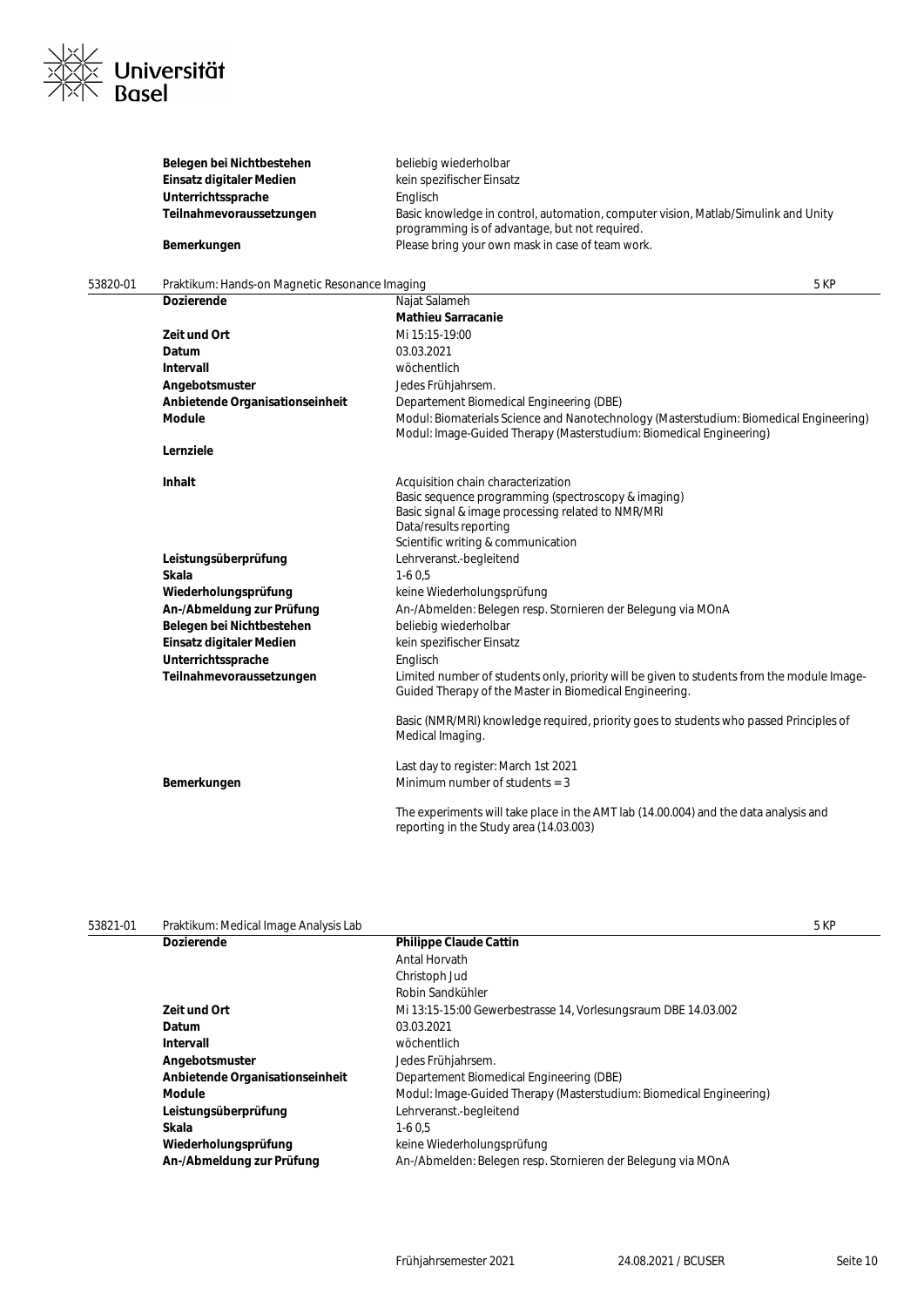| | |
|---|---|
| **Belegen bei Nichtbestehen** | beliebig wiederholbar |
| **Einsatz digitaler Medien** | kein spezifischer Einsatz |
| **Unterrichtssprache** | Englisch |
| **Teilnahmevoraussetzungen** | Basic knowledge in control, automation, computer vision, Matlab/Simulink and Unity programming is of advantage, but not required. |
| **Bemerkungen** | Please bring your own mask in case of team work. |

## 53820-01 Praktikum: Hands-on Magnetic Resonance Imaging — 5 KP

| | |
|---|---|
| **Dozierende** | Najat Salameh<br>**Mathieu Sarracanie** |
| **Zeit und Ort** | Mi 15:15-19:00 |
| **Datum** | 03.03.2021 |
| **Intervall** | wöchentlich |
| **Angebotsmuster** | Jedes Frühjahrsem. |
| **Anbietende Organisationseinheit** | Departement Biomedical Engineering (DBE) |
| **Module** | Modul: Biomaterials Science and Nanotechnology (Masterstudium: Biomedical Engineering)<br>Modul: Image-Guided Therapy (Masterstudium: Biomedical Engineering) |
| **Lernziele** | |
| **Inhalt** | Acquisition chain characterization<br>Basic sequence programming (spectroscopy & imaging)<br>Basic signal & image processing related to NMR/MRI<br>Data/results reporting<br>Scientific writing & communication |
| **Leistungsüberprüfung** | Lehrveranst.-begleitend |
| **Skala** | 1-6 0,5 |
| **Wiederholungsprüfung** | keine Wiederholungsprüfung |
| **An-/Abmeldung zur Prüfung** | An-/Abmelden: Belegen resp. Stornieren der Belegung via MOnA |
| **Belegen bei Nichtbestehen** | beliebig wiederholbar |
| **Einsatz digitaler Medien** | kein spezifischer Einsatz |
| **Unterrichtssprache** | Englisch |
| **Teilnahmevoraussetzungen** | Limited number of students only, priority will be given to students from the module Image-Guided Therapy of the Master in Biomedical Engineering.<br><br>Basic (NMR/MRI) knowledge required, priority goes to students who passed Principles of Medical Imaging.<br><br>Last day to register: March 1st 2021 |
| **Bemerkungen** | Minimum number of students = 3<br><br>The experiments will take place in the AMT lab (14.00.004) and the data analysis and reporting in the Study area (14.03.003) |

## 53821-01 Praktikum: Medical Image Analysis Lab — 5 KP

| | |
|---|---|
| **Dozierende** | **Philippe Claude Cattin**<br>Antal Horvath<br>Christoph Jud<br>Robin Sandkühler |
| **Zeit und Ort** | Mi 13:15-15:00 Gewerbestrasse 14, Vorlesungsraum DBE 14.03.002 |
| **Datum** | 03.03.2021 |
| **Intervall** | wöchentlich |
| **Angebotsmuster** | Jedes Frühjahrsem. |
| **Anbietende Organisationseinheit** | Departement Biomedical Engineering (DBE) |
| **Module** | Modul: Image-Guided Therapy (Masterstudium: Biomedical Engineering) |
| **Leistungsüberprüfung** | Lehrveranst.-begleitend |
| **Skala** | 1-6 0,5 |
| **Wiederholungsprüfung** | keine Wiederholungsprüfung |
| **An-/Abmeldung zur Prüfung** | An-/Abmelden: Belegen resp. Stornieren der Belegung via MOnA |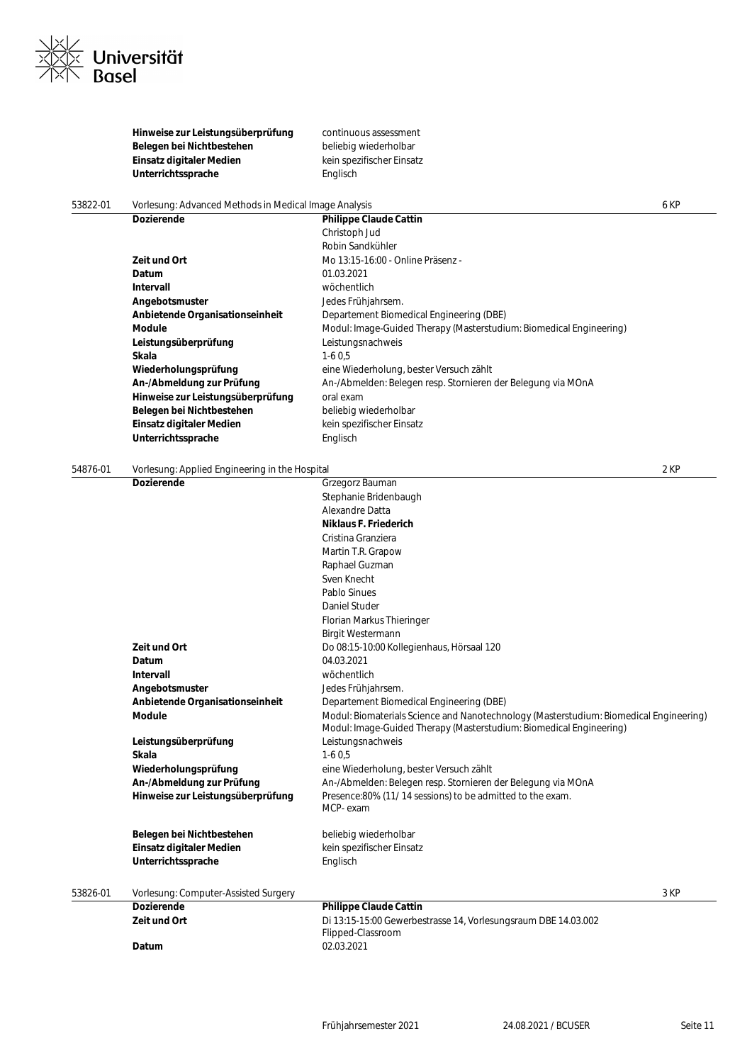| | |
|---|---|
| **Hinweise zur Leistungsüberprüfung** | continuous assessment |
| **Belegen bei Nichtbestehen** | beliebig wiederholbar |
| **Einsatz digitaler Medien** | kein spezifischer Einsatz |
| **Unterrichtssprache** | Englisch |

### 53822-01 Vorlesung: Advanced Methods in Medical Image Analysis — 6 KP

| | |
|---|---|
| **Dozierende** | **Philippe Claude Cattin**<br>Christoph Jud<br>Robin Sandkühler |
| **Zeit und Ort** | Mo 13:15-16:00 - Online Präsenz - |
| **Datum** | 01.03.2021 |
| **Intervall** | wöchentlich |
| **Angebotsmuster** | Jedes Frühjahrsem. |
| **Anbietende Organisationseinheit** | Departement Biomedical Engineering (DBE) |
| **Module** | Modul: Image-Guided Therapy (Masterstudium: Biomedical Engineering) |
| **Leistungsüberprüfung** | Leistungsnachweis |
| **Skala** | 1-6 0,5 |
| **Wiederholungsprüfung** | eine Wiederholung, bester Versuch zählt |
| **An-/Abmeldung zur Prüfung** | An-/Abmelden: Belegen resp. Stornieren der Belegung via MOnA |
| **Hinweise zur Leistungsüberprüfung** | oral exam |
| **Belegen bei Nichtbestehen** | beliebig wiederholbar |
| **Einsatz digitaler Medien** | kein spezifischer Einsatz |
| **Unterrichtssprache** | Englisch |

### 54876-01 Vorlesung: Applied Engineering in the Hospital — 2 KP

| | |
|---|---|
| **Dozierende** | Grzegorz Bauman<br>Stephanie Bridenbaugh<br>Alexandre Datta<br>**Niklaus F. Friederich**<br>Cristina Granziera<br>Martin T.R. Grapow<br>Raphael Guzman<br>Sven Knecht<br>Pablo Sinues<br>Daniel Studer<br>Florian Markus Thieringer<br>Birgit Westermann |
| **Zeit und Ort** | Do 08:15-10:00 Kollegienhaus, Hörsaal 120 |
| **Datum** | 04.03.2021 |
| **Intervall** | wöchentlich |
| **Angebotsmuster** | Jedes Frühjahrsem. |
| **Anbietende Organisationseinheit** | Departement Biomedical Engineering (DBE) |
| **Module** | Modul: Biomaterials Science and Nanotechnology (Masterstudium: Biomedical Engineering)<br>Modul: Image-Guided Therapy (Masterstudium: Biomedical Engineering) |
| **Leistungsüberprüfung** | Leistungsnachweis |
| **Skala** | 1-6 0,5 |
| **Wiederholungsprüfung** | eine Wiederholung, bester Versuch zählt |
| **An-/Abmeldung zur Prüfung** | An-/Abmelden: Belegen resp. Stornieren der Belegung via MOnA |
| **Hinweise zur Leistungsüberprüfung** | Presence:80% (11/ 14 sessions) to be admitted to the exam.<br>MCP- exam |
| **Belegen bei Nichtbestehen** | beliebig wiederholbar |
| **Einsatz digitaler Medien** | kein spezifischer Einsatz |
| **Unterrichtssprache** | Englisch |

### 53826-01 Vorlesung: Computer-Assisted Surgery — 3 KP

| | |
|---|---|
| **Dozierende** | **Philippe Claude Cattin** |
| **Zeit und Ort** | Di 13:15-15:00 Gewerbestrasse 14, Vorlesungsraum DBE 14.03.002<br>Flipped-Classroom |
| **Datum** | 02.03.2021 |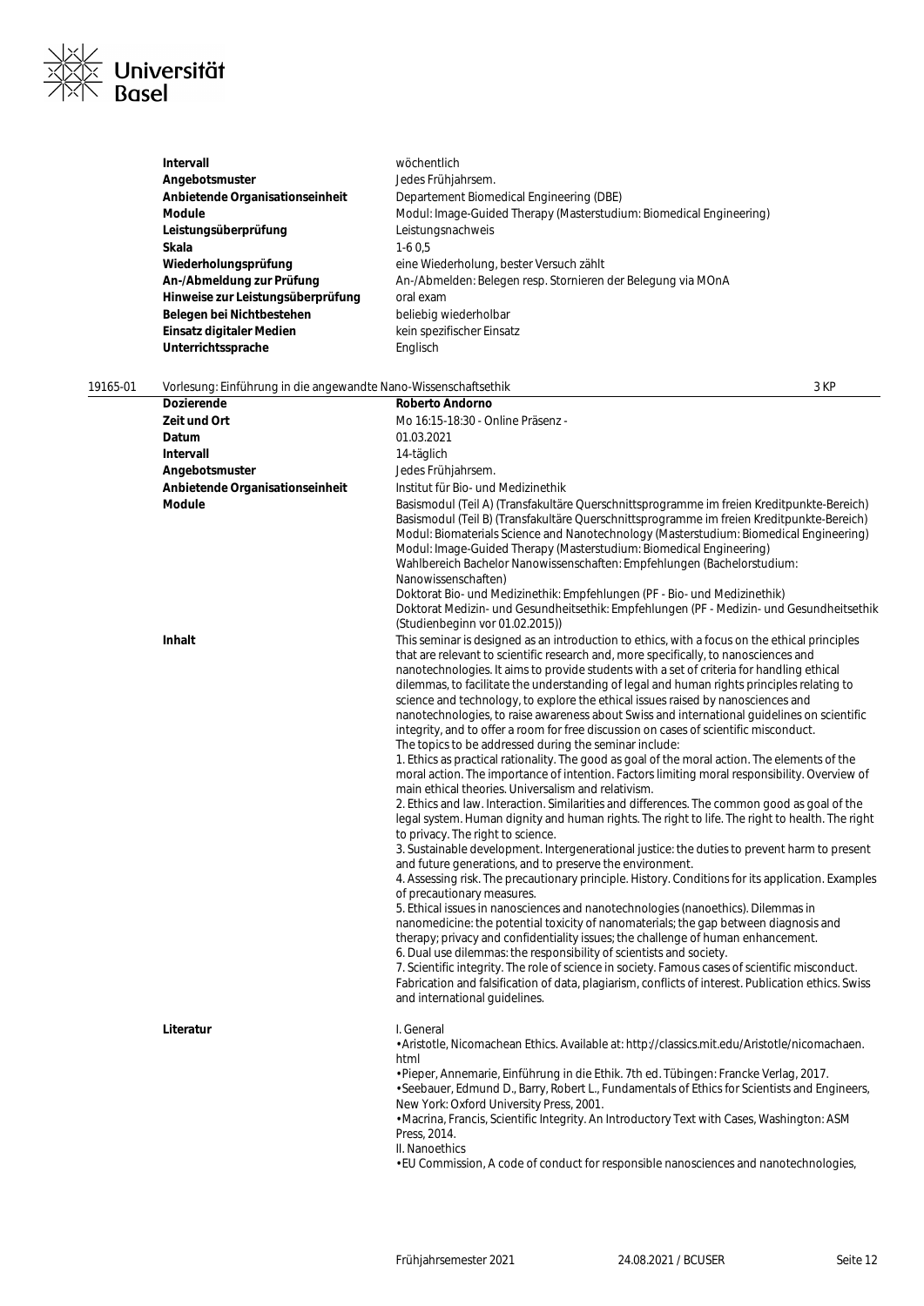| | |
|---|---|
| **Intervall** | wöchentlich |
| **Angebotsmuster** | Jedes Frühjahrsem. |
| **Anbietende Organisationseinheit** | Departement Biomedical Engineering (DBE) |
| **Module** | Modul: Image-Guided Therapy (Masterstudium: Biomedical Engineering) |
| **Leistungsüberprüfung** | Leistungsnachweis |
| **Skala** | 1-6 0,5 |
| **Wiederholungsprüfung** | eine Wiederholung, bester Versuch zählt |
| **An-/Abmeldung zur Prüfung** | An-/Abmelden: Belegen resp. Stornieren der Belegung via MOnA |
| **Hinweise zur Leistungsüberprüfung** | oral exam |
| **Belegen bei Nichtbestehen** | beliebig wiederholbar |
| **Einsatz digitaler Medien** | kein spezifischer Einsatz |
| **Unterrichtssprache** | Englisch |

19165-01 Vorlesung: Einführung in die angewandte Nano-Wissenschaftsethik 3 KP

| | |
|---|---|
| **Dozierende** | **Roberto Andorno** |
| **Zeit und Ort** | Mo 16:15-18:30 - Online Präsenz - |
| **Datum** | 01.03.2021 |
| **Intervall** | 14-täglich |
| **Angebotsmuster** | Jedes Frühjahrsem. |
| **Anbietende Organisationseinheit** | Institut für Bio- und Medizinethik |
| **Module** | Basismodul (Teil A) (Transfakultäre Querschnittsprogramme im freien Kreditpunkte-Bereich)<br>Basismodul (Teil B) (Transfakultäre Querschnittsprogramme im freien Kreditpunkte-Bereich)<br>Modul: Biomaterials Science and Nanotechnology (Masterstudium: Biomedical Engineering)<br>Modul: Image-Guided Therapy (Masterstudium: Biomedical Engineering)<br>Wahlbereich Bachelor Nanowissenschaften: Empfehlungen (Bachelorstudium: Nanowissenschaften)<br>Doktorat Bio- und Medizinethik: Empfehlungen (PF - Bio- und Medizinethik)<br>Doktorat Medizin- und Gesundheitsethik: Empfehlungen (PF - Medizin- und Gesundheitsethik (Studienbeginn vor 01.02.2015)) |
| **Inhalt** | This seminar is designed as an introduction to ethics, with a focus on the ethical principles that are relevant to scientific research and, more specifically, to nanosciences and nanotechnologies. It aims to provide students with a set of criteria for handling ethical dilemmas, to facilitate the understanding of legal and human rights principles relating to science and technology, to explore the ethical issues raised by nanosciences and nanotechnologies, to raise awareness about Swiss and international guidelines on scientific integrity, and to offer a room for free discussion on cases of scientific misconduct.<br>The topics to be addressed during the seminar include:<br>1. Ethics as practical rationality. The good as goal of the moral action. The elements of the moral action. The importance of intention. Factors limiting moral responsibility. Overview of main ethical theories. Universalism and relativism.<br>2. Ethics and law. Interaction. Similarities and differences. The common good as goal of the legal system. Human dignity and human rights. The right to life. The right to health. The right to privacy. The right to science.<br>3. Sustainable development. Intergenerational justice: the duties to prevent harm to present and future generations, and to preserve the environment.<br>4. Assessing risk. The precautionary principle. History. Conditions for its application. Examples of precautionary measures.<br>5. Ethical issues in nanosciences and nanotechnologies (nanoethics). Dilemmas in nanomedicine: the potential toxicity of nanomaterials; the gap between diagnosis and therapy; privacy and confidentiality issues; the challenge of human enhancement.<br>6. Dual use dilemmas: the responsibility of scientists and society.<br>7. Scientific integrity. The role of science in society. Famous cases of scientific misconduct. Fabrication and falsification of data, plagiarism, conflicts of interest. Publication ethics. Swiss and international guidelines. |
| **Literatur** | I. General<br>• Aristotle, Nicomachean Ethics. Available at: http://classics.mit.edu/Aristotle/nicomachaen.html<br>• Pieper, Annemarie, Einführung in die Ethik. 7th ed. Tübingen: Francke Verlag, 2017.<br>• Seebauer, Edmund D., Barry, Robert L., Fundamentals of Ethics for Scientists and Engineers, New York: Oxford University Press, 2001.<br>• Macrina, Francis, Scientific Integrity. An Introductory Text with Cases, Washington: ASM Press, 2014.<br>II. Nanoethics<br>• EU Commission, A code of conduct for responsible nanosciences and nanotechnologies, |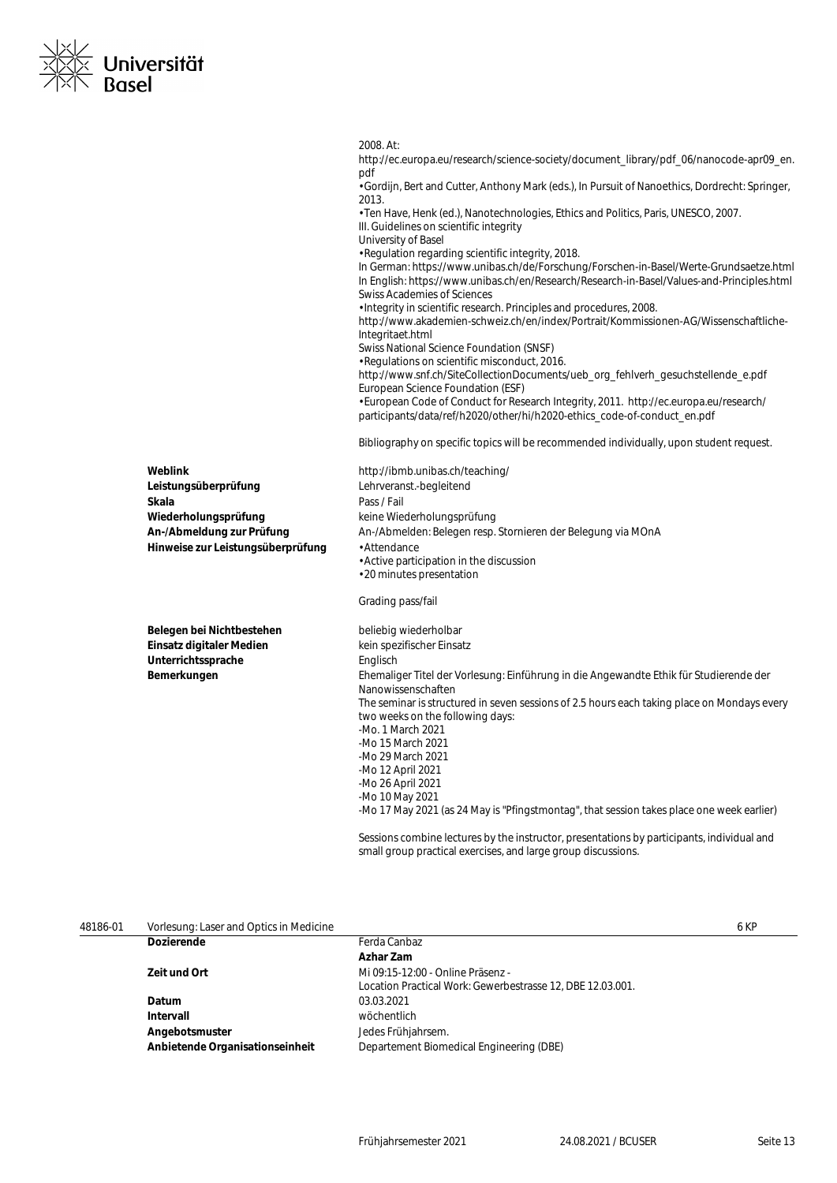2008. At:
http://ec.europa.eu/research/science-society/document_library/pdf_06/nanocode-apr09_en.pdf
•Gordijn, Bert and Cutter, Anthony Mark (eds.), In Pursuit of Nanoethics, Dordrecht: Springer, 2013.
•Ten Have, Henk (ed.), Nanotechnologies, Ethics and Politics, Paris, UNESCO, 2007.
III. Guidelines on scientific integrity
University of Basel
•Regulation regarding scientific integrity, 2018.
In German: https://www.unibas.ch/de/Forschung/Forschen-in-Basel/Werte-Grundsaetze.html
In English: https://www.unibas.ch/en/Research/Research-in-Basel/Values-and-Principles.html
Swiss Academies of Sciences
•Integrity in scientific research. Principles and procedures, 2008.
http://www.akademien-schweiz.ch/en/index/Portrait/Kommissionen-AG/Wissenschaftliche-Integritaet.html
Swiss National Science Foundation (SNSF)
•Regulations on scientific misconduct, 2016.
http://www.snf.ch/SiteCollectionDocuments/ueb_org_fehlverh_gesuchstellende_e.pdf
European Science Foundation (ESF)
•European Code of Conduct for Research Integrity, 2011. http://ec.europa.eu/research/participants/data/ref/h2020/other/hi/h2020-ethics_code-of-conduct_en.pdf

Bibliography on specific topics will be recommended individually, upon student request.

| | |
|---|---|
| **Weblink** | http://ibmb.unibas.ch/teaching/ |
| **Leistungsüberprüfung** | Lehrveranst.-begleitend |
| **Skala** | Pass / Fail |
| **Wiederholungsprüfung** | keine Wiederholungsprüfung |
| **An-/Abmeldung zur Prüfung** | An-/Abmelden: Belegen resp. Stornieren der Belegung via MOnA |
| **Hinweise zur Leistungsüberprüfung** | •Attendance<br>•Active participation in the discussion<br>•20 minutes presentation<br><br>Grading pass/fail |
| **Belegen bei Nichtbestehen** | beliebig wiederholbar |
| **Einsatz digitaler Medien** | kein spezifischer Einsatz |
| **Unterrichtssprache** | Englisch |
| **Bemerkungen** | Ehemaliger Titel der Vorlesung: Einführung in die Angewandte Ethik für Studierende der Nanowissenschaften<br>The seminar is structured in seven sessions of 2.5 hours each taking place on Mondays every two weeks on the following days:<br>-Mo. 1 March 2021<br>-Mo 15 March 2021<br>-Mo 29 March 2021<br>-Mo 12 April 2021<br>-Mo 26 April 2021<br>-Mo 10 May 2021<br>-Mo 17 May 2021 (as 24 May is "Pfingstmontag", that session takes place one week earlier)<br><br>Sessions combine lectures by the instructor, presentations by participants, individual and small group practical exercises, and large group discussions. |

48186-01 Vorlesung: Laser and Optics in Medicine — 6 KP

| | |
|---|---|
| **Dozierende** | Ferda Canbaz<br>**Azhar Zam** |
| **Zeit und Ort** | Mi 09:15-12:00 - Online Präsenz -<br>Location Practical Work: Gewerbestrasse 12, DBE 12.03.001. |
| **Datum** | 03.03.2021 |
| **Intervall** | wöchentlich |
| **Angebotsmuster** | Jedes Frühjahrsem. |
| **Anbietende Organisationseinheit** | Departement Biomedical Engineering (DBE) |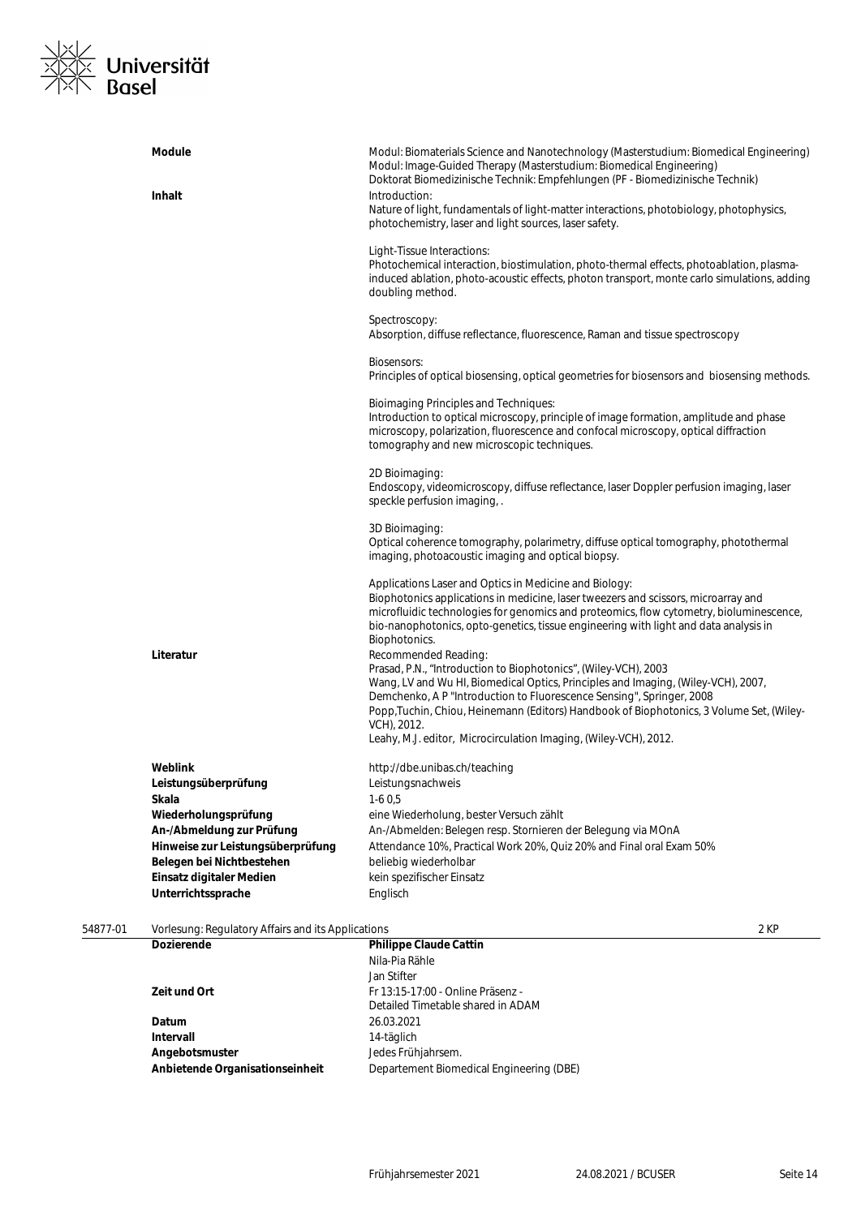**Module** Modul: Biomaterials Science and Nanotechnology (Masterstudium: Biomedical Engineering)
Modul: Image-Guided Therapy (Masterstudium: Biomedical Engineering)
Doktorat Biomedizinische Technik: Empfehlungen (PF - Biomedizinische Technik)

**Inhalt**

Introduction:
Nature of light, fundamentals of light-matter interactions, photobiology, photophysics, photochemistry, laser and light sources, laser safety.

Light-Tissue Interactions:
Photochemical interaction, biostimulation, photo-thermal effects, photoablation, plasma-induced ablation, photo-acoustic effects, photon transport, monte carlo simulations, adding doubling method.

Spectroscopy:
Absorption, diffuse reflectance, fluorescence, Raman and tissue spectroscopy

Biosensors:
Principles of optical biosensing, optical geometries for biosensors and biosensing methods.

Bioimaging Principles and Techniques:
Introduction to optical microscopy, principle of image formation, amplitude and phase microscopy, polarization, fluorescence and confocal microscopy, optical diffraction tomography and new microscopic techniques.

2D Bioimaging:
Endoscopy, videomicroscopy, diffuse reflectance, laser Doppler perfusion imaging, laser speckle perfusion imaging, .

3D Bioimaging:
Optical coherence tomography, polarimetry, diffuse optical tomography, photothermal imaging, photoacoustic imaging and optical biopsy.

Applications Laser and Optics in Medicine and Biology:
Biophotonics applications in medicine, laser tweezers and scissors, microarray and microfluidic technologies for genomics and proteomics, flow cytometry, bioluminescence, bio-nanophotonics, opto-genetics, tissue engineering with light and data analysis in Biophotonics.

**Literatur**

Recommended Reading:
Prasad, P.N., "Introduction to Biophotonics", (Wiley-VCH), 2003
Wang, LV and Wu HI, Biomedical Optics, Principles and Imaging, (Wiley-VCH), 2007,
Demchenko, A P "Introduction to Fluorescence Sensing", Springer, 2008
Popp,Tuchin, Chiou, Heinemann (Editors) Handbook of Biophotonics, 3 Volume Set, (Wiley-VCH), 2012.
Leahy, M.J. editor, Microcirculation Imaging, (Wiley-VCH), 2012.

| | |
|---|---|
| **Weblink** | http://dbe.unibas.ch/teaching |
| **Leistungsüberprüfung** | Leistungsnachweis |
| **Skala** | 1-6 0,5 |
| **Wiederholungsprüfung** | eine Wiederholung, bester Versuch zählt |
| **An-/Abmeldung zur Prüfung** | An-/Abmelden: Belegen resp. Stornieren der Belegung via MOnA |
| **Hinweise zur Leistungsüberprüfung** | Attendance 10%, Practical Work 20%, Quiz 20% and Final oral Exam 50% |
| **Belegen bei Nichtbestehen** | beliebig wiederholbar |
| **Einsatz digitaler Medien** | kein spezifischer Einsatz |
| **Unterrichtssprache** | Englisch |

54877-01 Vorlesung: Regulatory Affairs and its Applications 2 KP

| | |
|---|---|
| **Dozierende** | **Philippe Claude Cattin**<br>Nila-Pia Rähle<br>Jan Stifter |
| **Zeit und Ort** | Fr 13:15-17:00 - Online Präsenz -<br>Detailed Timetable shared in ADAM |
| **Datum** | 26.03.2021 |
| **Intervall** | 14-täglich |
| **Angebotsmuster** | Jedes Frühjahrsem. |
| **Anbietende Organisationseinheit** | Departement Biomedical Engineering (DBE) |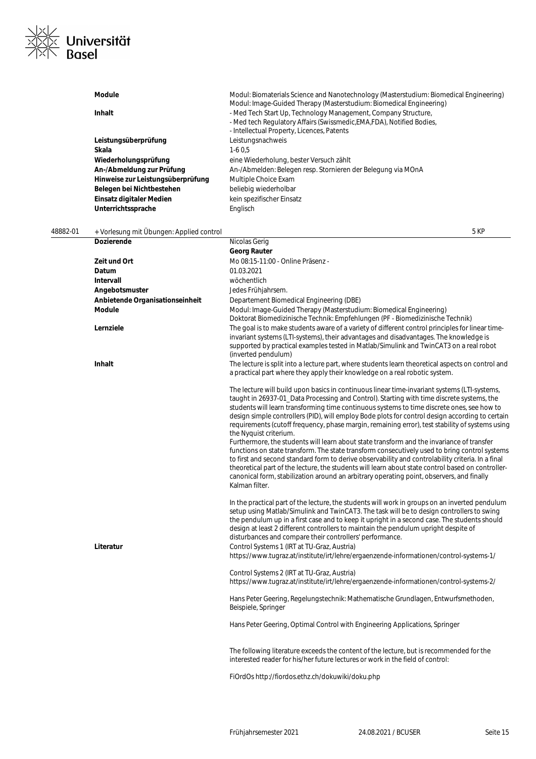| | |
|---|---|
| **Module** | Modul: Biomaterials Science and Nanotechnology (Masterstudium: Biomedical Engineering)<br>Modul: Image-Guided Therapy (Masterstudium: Biomedical Engineering) |
| **Inhalt** | - Med Tech Start Up, Technology Management, Company Structure,<br>- Med tech Regulatory Affairs (Swissmedic,EMA,FDA), Notified Bodies,<br>- Intellectual Property, Licences, Patents |
| **Leistungsüberprüfung** | Leistungsnachweis |
| **Skala** | 1-6 0,5 |
| **Wiederholungsprüfung** | eine Wiederholung, bester Versuch zählt |
| **An-/Abmeldung zur Prüfung** | An-/Abmelden: Belegen resp. Stornieren der Belegung via MOnA |
| **Hinweise zur Leistungsüberprüfung** | Multiple Choice Exam |
| **Belegen bei Nichtbestehen** | beliebig wiederholbar |
| **Einsatz digitaler Medien** | kein spezifischer Einsatz |
| **Unterrichtssprache** | Englisch |

48882-01 + Vorlesung mit Übungen: Applied control — 5 KP

| | |
|---|---|
| **Dozierende** | Nicolas Gerig<br>**Georg Rauter** |
| **Zeit und Ort** | Mo 08:15-11:00 - Online Präsenz - |
| **Datum** | 01.03.2021 |
| **Intervall** | wöchentlich |
| **Angebotsmuster** | Jedes Frühjahrsem. |
| **Anbietende Organisationseinheit** | Departement Biomedical Engineering (DBE) |
| **Module** | Modul: Image-Guided Therapy (Masterstudium: Biomedical Engineering)<br>Doktorat Biomedizinische Technik: Empfehlungen (PF - Biomedizinische Technik) |
| **Lernziele** | The goal is to make students aware of a variety of different control principles for linear time-invariant systems (LTI-systems), their advantages and disadvantages. The knowledge is supported by practical examples tested in Matlab/Simulink and TwinCAT3 on a real robot (inverted pendulum) |
| **Inhalt** | The lecture is split into a lecture part, where students learn theoretical aspects on control and a practical part where they apply their knowledge on a real robotic system.<br><br>The lecture will build upon basics in continuous linear time-invariant systems (LTI-systems, taught in 26937-01_Data Processing and Control). Starting with time discrete systems, the students will learn transforming time continuous systems to time discrete ones, see how to design simple controllers (PID), will employ Bode plots for control design according to certain requirements (cutoff frequency, phase margin, remaining error), test stability of systems using the Nyquist criterium.<br>Furthermore, the students will learn about state transform and the invariance of transfer functions on state transform. The state transform consecutively used to bring control systems to first and second standard form to derive observability and controlability criteria. In a final theoretical part of the lecture, the students will learn about state control based on controller-canonical form, stabilization around an arbitrary operating point, observers, and finally Kalman filter.<br><br>In the practical part of the lecture, the students will work in groups on an inverted pendulum setup using Matlab/Simulink and TwinCAT3. The task will be to design controllers to swing the pendulum up in a first case and to keep it upright in a second case. The students should design at least 2 different controllers to maintain the pendulum upright despite of disturbances and compare their controllers' performance. |
| **Literatur** | Control Systems 1 (IRT at TU-Graz, Austria)<br>https://www.tugraz.at/institute/irt/lehre/ergaenzende-informationen/control-systems-1/<br><br>Control Systems 2 (IRT at TU-Graz, Austria)<br>https://www.tugraz.at/institute/irt/lehre/ergaenzende-informationen/control-systems-2/<br><br>Hans Peter Geering, Regelungstechnik: Mathematische Grundlagen, Entwurfsmethoden, Beispiele, Springer<br><br>Hans Peter Geering, Optimal Control with Engineering Applications, Springer<br><br>The following literature exceeds the content of the lecture, but is recommended for the interested reader for his/her future lectures or work in the field of control:<br><br>FiOrdOs http://fiordos.ethz.ch/dokuwiki/doku.php |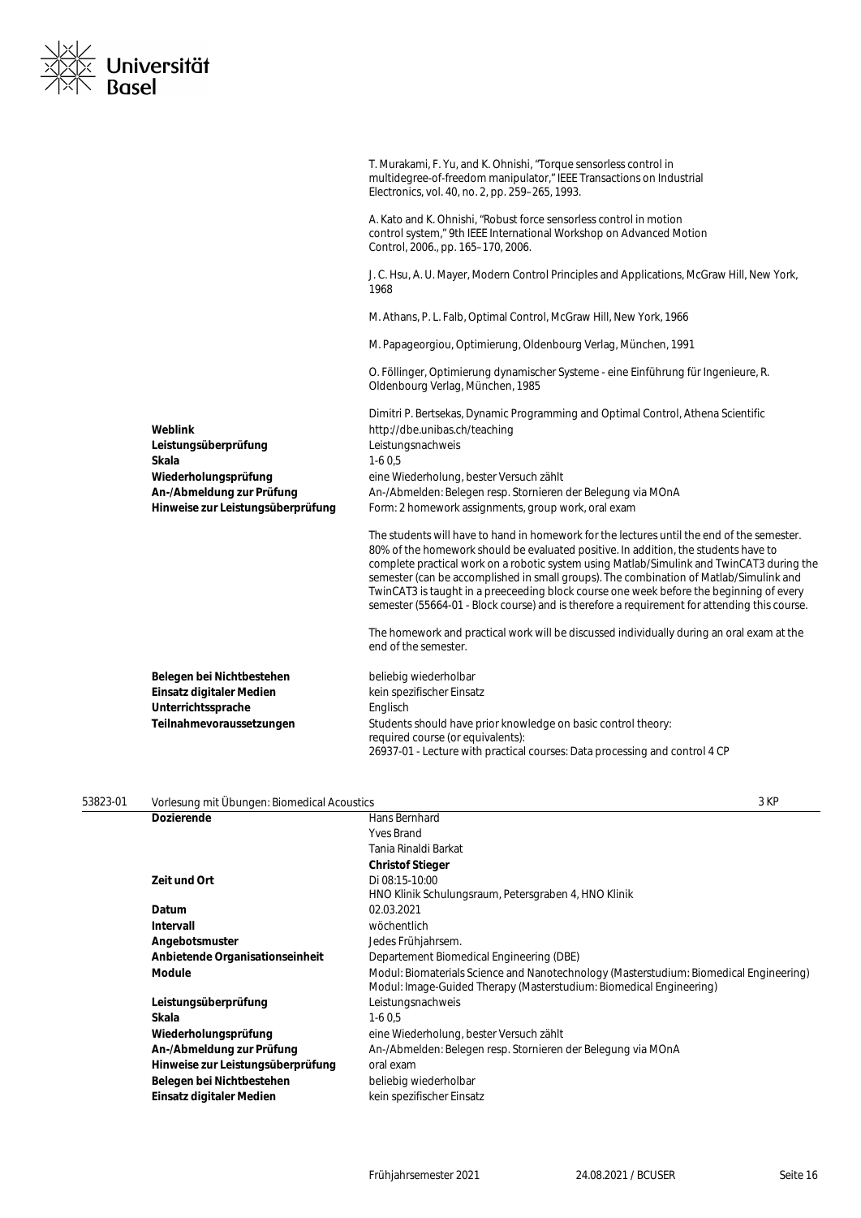T. Murakami, F. Yu, and K. Ohnishi, "Torque sensorless control in multidegree-of-freedom manipulator," IEEE Transactions on Industrial Electronics, vol. 40, no. 2, pp. 259–265, 1993.

A. Kato and K. Ohnishi, "Robust force sensorless control in motion control system," 9th IEEE International Workshop on Advanced Motion Control, 2006., pp. 165–170, 2006.

J. C. Hsu, A. U. Mayer, Modern Control Principles and Applications, McGraw Hill, New York, 1968

M. Athans, P. L. Falb, Optimal Control, McGraw Hill, New York, 1966

M. Papageorgiou, Optimierung, Oldenbourg Verlag, München, 1991

O. Föllinger, Optimierung dynamischer Systeme - eine Einführung für Ingenieure, R. Oldenbourg Verlag, München, 1985

Dimitri P. Bertsekas, Dynamic Programming and Optimal Control, Athena Scientific

| | |
|---|---|
| **Weblink** | http://dbe.unibas.ch/teaching |
| **Leistungsüberprüfung** | Leistungsnachweis |
| **Skala** | 1-6 0,5 |
| **Wiederholungsprüfung** | eine Wiederholung, bester Versuch zählt |
| **An-/Abmeldung zur Prüfung** | An-/Abmelden: Belegen resp. Stornieren der Belegung via MOnA |
| **Hinweise zur Leistungsüberprüfung** | Form: 2 homework assignments, group work, oral exam<br><br>The students will have to hand in homework for the lectures until the end of the semester. 80% of the homework should be evaluated positive. In addition, the students have to complete practical work on a robotic system using Matlab/Simulink and TwinCAT3 during the semester (can be accomplished in small groups). The combination of Matlab/Simulink and TwinCAT3 is taught in a preeceeding block course one week before the beginning of every semester (55664-01 - Block course) and is therefore a requirement for attending this course.<br><br>The homework and practical work will be discussed individually during an oral exam at the end of the semester. |
| **Belegen bei Nichtbestehen** | beliebig wiederholbar |
| **Einsatz digitaler Medien** | kein spezifischer Einsatz |
| **Unterrichtssprache** | Englisch |
| **Teilnahmevoraussetzungen** | Students should have prior knowledge on basic control theory:<br>required course (or equivalents):<br>26937-01 - Lecture with practical courses: Data processing and control 4 CP |

## 53823-01 Vorlesung mit Übungen: Biomedical Acoustics — 3 KP

| | |
|---|---|
| **Dozierende** | Hans Bernhard<br>Yves Brand<br>Tania Rinaldi Barkat<br>**Christof Stieger** |
| **Zeit und Ort** | Di 08:15-10:00<br>HNO Klinik Schulungsraum, Petersgraben 4, HNO Klinik |
| **Datum** | 02.03.2021 |
| **Intervall** | wöchentlich |
| **Angebotsmuster** | Jedes Frühjahrsem. |
| **Anbietende Organisationseinheit** | Departement Biomedical Engineering (DBE) |
| **Module** | Modul: Biomaterials Science and Nanotechnology (Masterstudium: Biomedical Engineering)<br>Modul: Image-Guided Therapy (Masterstudium: Biomedical Engineering) |
| **Leistungsüberprüfung** | Leistungsnachweis |
| **Skala** | 1-6 0,5 |
| **Wiederholungsprüfung** | eine Wiederholung, bester Versuch zählt |
| **An-/Abmeldung zur Prüfung** | An-/Abmelden: Belegen resp. Stornieren der Belegung via MOnA |
| **Hinweise zur Leistungsüberprüfung** | oral exam |
| **Belegen bei Nichtbestehen** | beliebig wiederholbar |
| **Einsatz digitaler Medien** | kein spezifischer Einsatz |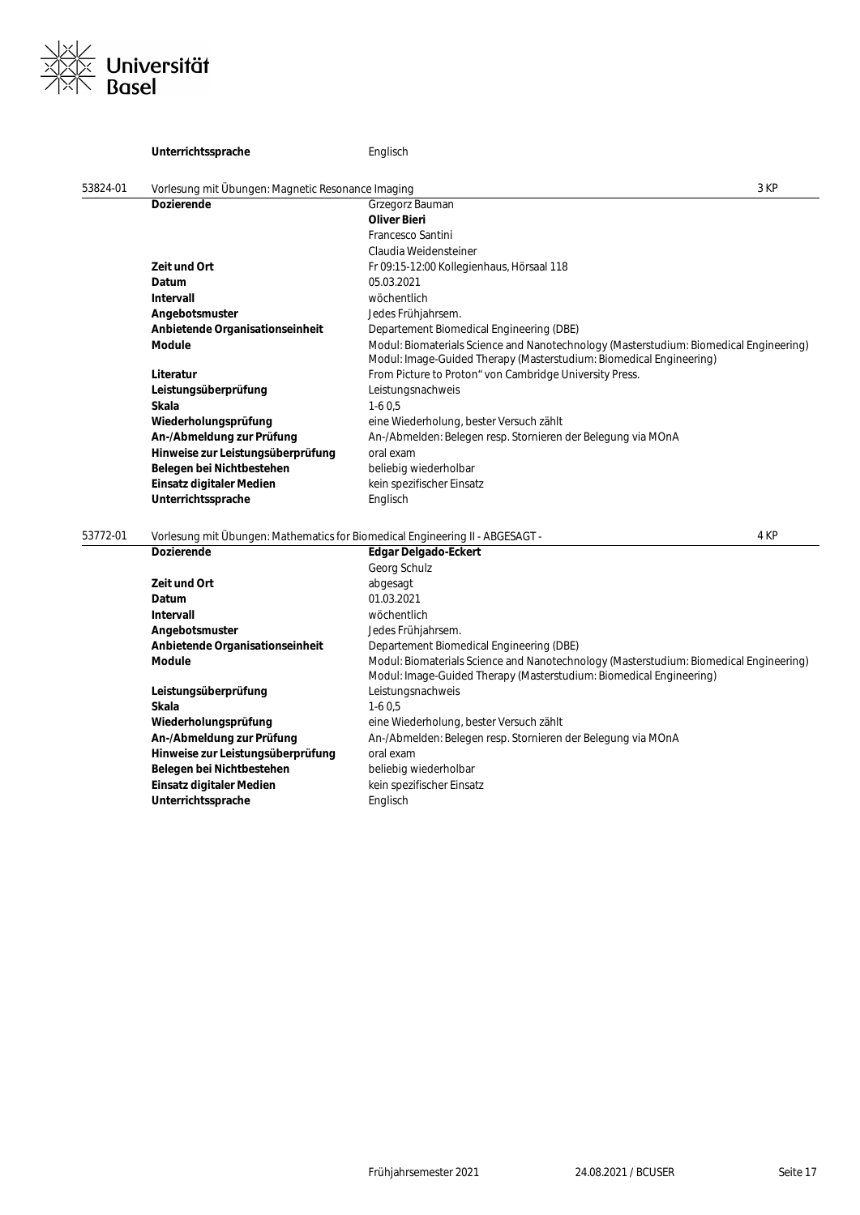| | |
|---|---|
| **Unterrichtssprache** | Englisch |

53824-01 Vorlesung mit Übungen: Magnetic Resonance Imaging — 3 KP

| | |
|---|---|
| **Dozierende** | Grzegorz Bauman |
| | **Oliver Bieri** |
| | Francesco Santini |
| | Claudia Weidensteiner |
| **Zeit und Ort** | Fr 09:15-12:00 Kollegienhaus, Hörsaal 118 |
| **Datum** | 05.03.2021 |
| **Intervall** | wöchentlich |
| **Angebotsmuster** | Jedes Frühjahrsem. |
| **Anbietende Organisationseinheit** | Departement Biomedical Engineering (DBE) |
| **Module** | Modul: Biomaterials Science and Nanotechnology (Masterstudium: Biomedical Engineering)<br>Modul: Image-Guided Therapy (Masterstudium: Biomedical Engineering) |
| **Literatur** | From Picture to Proton" von Cambridge University Press. |
| **Leistungsüberprüfung** | Leistungsnachweis |
| **Skala** | 1-6 0,5 |
| **Wiederholungsprüfung** | eine Wiederholung, bester Versuch zählt |
| **An-/Abmeldung zur Prüfung** | An-/Abmelden: Belegen resp. Stornieren der Belegung via MOnA |
| **Hinweise zur Leistungsüberprüfung** | oral exam |
| **Belegen bei Nichtbestehen** | beliebig wiederholbar |
| **Einsatz digitaler Medien** | kein spezifischer Einsatz |
| **Unterrichtssprache** | Englisch |

53772-01 Vorlesung mit Übungen: Mathematics for Biomedical Engineering II - ABGESAGT - — 4 KP

| | |
|---|---|
| **Dozierende** | **Edgar Delgado-Eckert** |
| | Georg Schulz |
| **Zeit und Ort** | abgesagt |
| **Datum** | 01.03.2021 |
| **Intervall** | wöchentlich |
| **Angebotsmuster** | Jedes Frühjahrsem. |
| **Anbietende Organisationseinheit** | Departement Biomedical Engineering (DBE) |
| **Module** | Modul: Biomaterials Science and Nanotechnology (Masterstudium: Biomedical Engineering)<br>Modul: Image-Guided Therapy (Masterstudium: Biomedical Engineering) |
| **Leistungsüberprüfung** | Leistungsnachweis |
| **Skala** | 1-6 0,5 |
| **Wiederholungsprüfung** | eine Wiederholung, bester Versuch zählt |
| **An-/Abmeldung zur Prüfung** | An-/Abmelden: Belegen resp. Stornieren der Belegung via MOnA |
| **Hinweise zur Leistungsüberprüfung** | oral exam |
| **Belegen bei Nichtbestehen** | beliebig wiederholbar |
| **Einsatz digitaler Medien** | kein spezifischer Einsatz |
| **Unterrichtssprache** | Englisch |